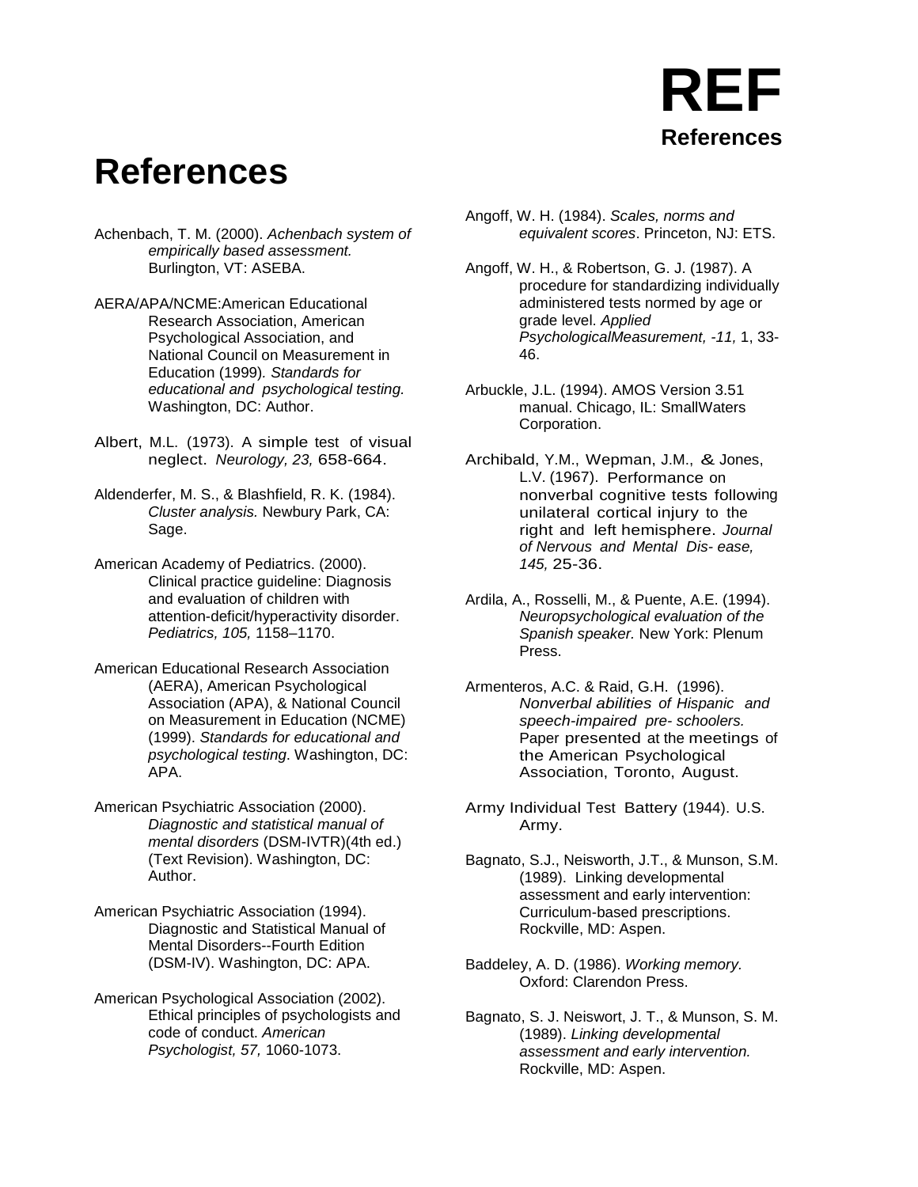# References

Achenbach, T. M. (2000). *Achenbach system of empirically based assessment.* Burlington, VT: ASEBA.

AERA/APA/NCME:American Educational Research Association, American Psychological Association, and National Council on Measurement in Education (1999). *Standards for educational and psychological testing.* Washington, DC: Author.

Albert, M.L. (1973). A simple test of visual neglect. *Neurology, 23,* 658-664.

Aldenderfer, M. S., & Blashfield, R. K. (1984). *Cluster analysis.* Newbury Park, CA: Sage.

American Academy of Pediatrics. (2000). Clinical practice guideline: Diagnosis and evaluation of children with attention-deficit/hyperactivity disorder. *Pediatrics, 105,* 1158–1170.

American Educational Research Association (AERA), American Psychological Association (APA), & National Council on Measurement in Education (NCME) (1999). *Standards for educational and psychological testing*. Washington, DC: APA.

American Psychiatric Association (2000). *Diagnostic and statistical manual of mental disorders* (DSM-IVTR)(4th ed.) (Text Revision). Washington, DC: Author.

American Psychiatric Association (1994). Diagnostic and Statistical Manual of Mental Disorders--Fourth Edition (DSM-IV). Washington, DC: APA.

American Psychological Association (2002). Ethical principles of psychologists and code of conduct. *American Psychologist, 57,* 1060-1073.

Angoff, W. H. (1984). *Scales, norms and equivalent scores*. Princeton, NJ: ETS.

Angoff, W. H., & Robertson, G. J. (1987). A procedure for standardizing individually administered tests normed by age or grade level. *Applied PsychologicalMeasurement, -11,* 1, 33-46.

Arbuckle, J.L. (1994). AMOS Version 3.51 manual. Chicago, IL: SmallWaters Corporation.

Archibald, Y.M., Wepman, J.M., & Jones, L.V. (1967). Performance on nonverbal cognitive tests following unilateral cortical injury to the right and left hemisphere. *Journal of Nervous and Mental Dis- ease, 145,* 25-36.

Ardila, A., Rosselli, M., & Puente, A.E. (1994). *Neuropsychological evaluation of the Spanish speaker.* New York: Plenum Press.

Armenteros, A.C. & Raid, G.H. (1996). *Nonverbal abilities of Hispanic and speech-impaired pre- schoolers.* Paper presented at the meetings of the American Psychological Association, Toronto, August.

Army Individual Test Battery (1944). U.S. Army.

Bagnato, S.J., Neisworth, J.T., & Munson, S.M. (1989). Linking developmental assessment and early intervention: Curriculum-based prescriptions. Rockville, MD: Aspen.

Baddeley, A. D. (1986). *Working memory.* Oxford: Clarendon Press.

Bagnato, S. J. Neiswort, J. T., & Munson, S. M. (1989). *Linking developmental assessment and early intervention.* Rockville, MD: Aspen.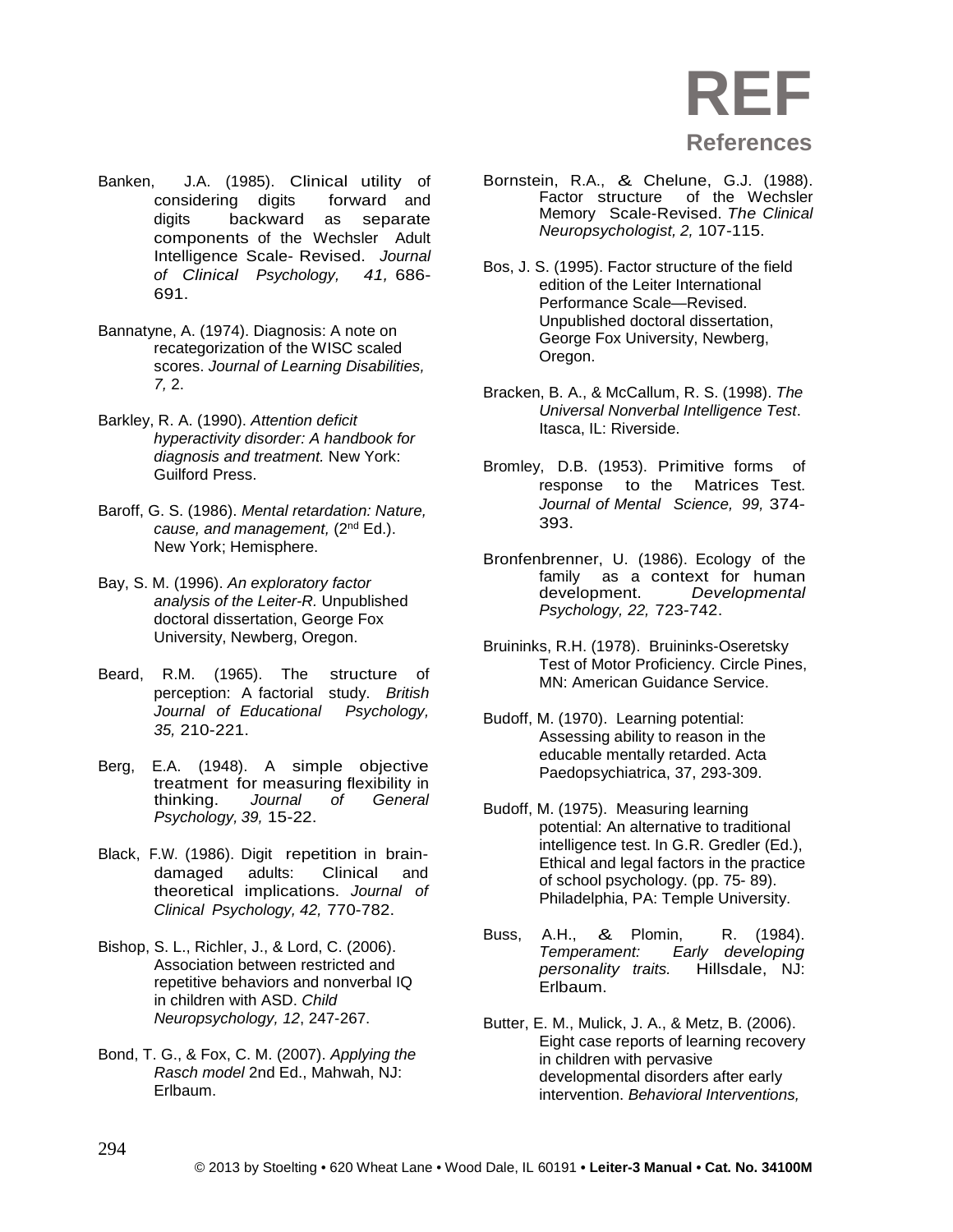# REF

## References

Banken, J.A. (1985). Clinical utility of considering digits forward and digits backward as separate components of the Wechsler Adult Intelligence Scale- Revised. *Journal of Clinical Psychology, 41,* 686-691.

Bannatyne, A. (1974). Diagnosis: A note on recategorization of the WISC scaled scores. *Journal of Learning Disabilities, 7,* 2.

Barkley, R. A. (1990). *Attention deficit hyperactivity disorder: A handbook for diagnosis and treatment.* New York: Guilford Press.

Baroff, G. S. (1986). *Mental retardation: Nature, cause, and management,* (2nd Ed.). New York; Hemisphere.

Bay, S. M. (1996). *An exploratory factor analysis of the Leiter-R.* Unpublished doctoral dissertation, George Fox University, Newberg, Oregon.

Beard, R.M. (1965). The structure of perception: A factorial study. *British Journal of Educational Psychology, 35,* 210-221.

Berg, E.A. (1948). A simple objective treatment for measuring flexibility in thinking. *Journal of General Psychology, 39,* 15-22.

Black, F.W. (1986). Digit repetition in brain-damaged adults: Clinical and theoretical implications. *Journal of Clinical Psychology, 42,* 770-782.

Bishop, S. L., Richler, J., & Lord, C. (2006). Association between restricted and repetitive behaviors and nonverbal IQ in children with ASD. *Child Neuropsychology, 12*, 247-267.

Bond, T. G., & Fox, C. M. (2007). *Applying the Rasch model* 2nd Ed., Mahwah, NJ: Erlbaum.

Bornstein, R.A., & Chelune, G.J. (1988). Factor structure of the Wechsler Memory Scale-Revised. *The Clinical Neuropsychologist, 2,* 107-115.

Bos, J. S. (1995). Factor structure of the field edition of the Leiter International Performance Scale—Revised. Unpublished doctoral dissertation, George Fox University, Newberg, Oregon.

Bracken, B. A., & McCallum, R. S. (1998). *The Universal Nonverbal Intelligence Test*. Itasca, IL: Riverside.

Bromley, D.B. (1953). Primitive forms of response to the Matrices Test. *Journal of Mental Science, 99,* 374-393.

Bronfenbrenner, U. (1986). Ecology of the family as a context for human development. *Developmental Psychology, 22,* 723-742.

Bruininks, R.H. (1978). Bruininks-Oseretsky Test of Motor Proficiency. Circle Pines, MN: American Guidance Service.

Budoff, M. (1970). Learning potential: Assessing ability to reason in the educable mentally retarded. Acta Paedopsychiatrica, 37, 293-309.

Budoff, M. (1975). Measuring learning potential: An alternative to traditional intelligence test. In G.R. Gredler (Ed.), Ethical and legal factors in the practice of school psychology. (pp. 75- 89). Philadelphia, PA: Temple University.

Buss, A.H., & Plomin, R. (1984). *Temperament: Early developing personality traits.* Hillsdale, NJ: Erlbaum.

Butter, E. M., Mulick, J. A., & Metz, B. (2006). Eight case reports of learning recovery in children with pervasive developmental disorders after early intervention. *Behavioral Interventions,*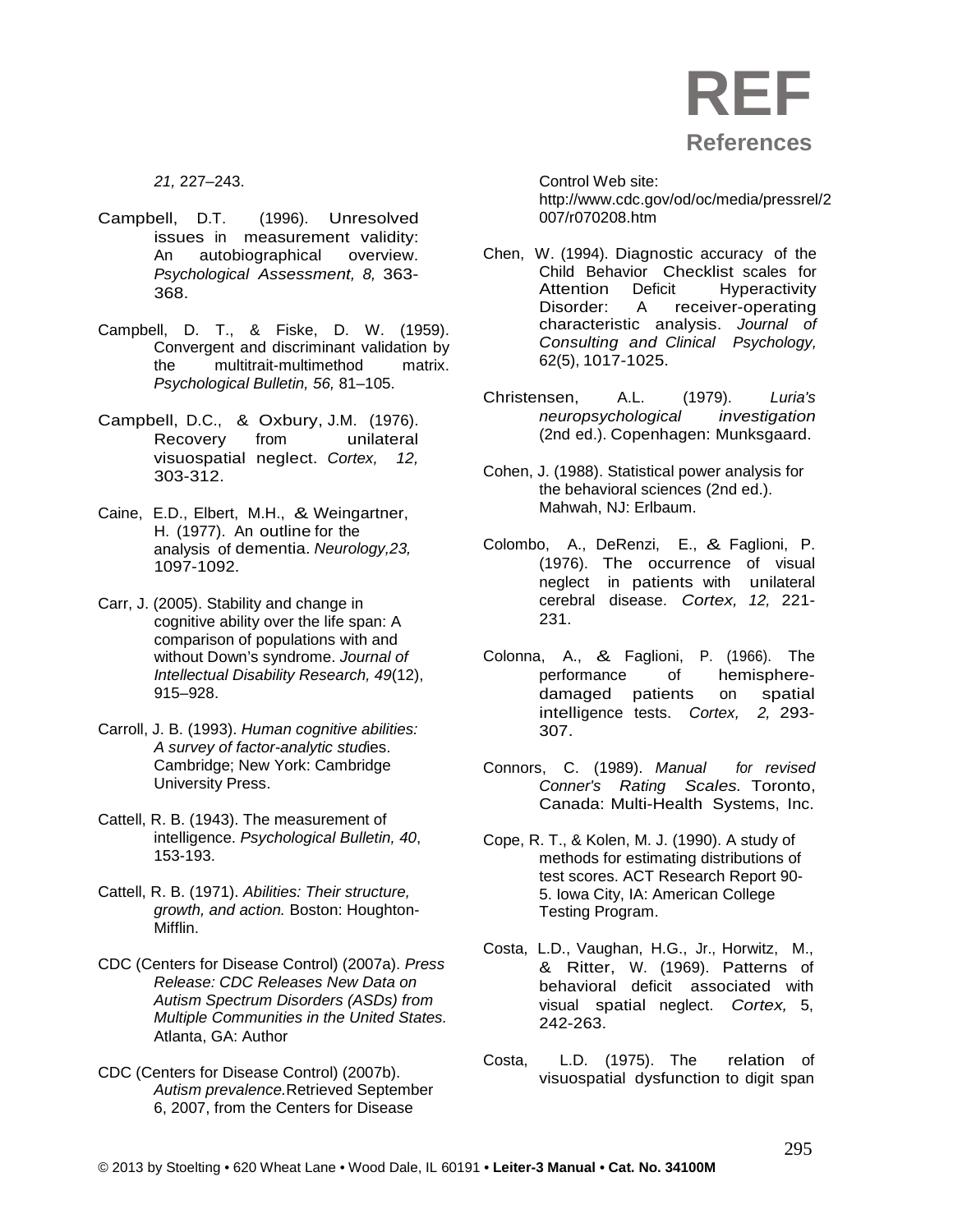*21,* 227–243.

Campbell, D.T. (1996). Unresolved issues in measurement validity: An autobiographical overview. *Psychological Assessment, 8,* 363-368.

Campbell, D. T., & Fiske, D. W. (1959). Convergent and discriminant validation by the multitrait-multimethod matrix. *Psychological Bulletin, 56,* 81–105.

Campbell, D.C., & Oxbury, J.M. (1976). Recovery from unilateral visuospatial neglect. *Cortex, 12,* 303-312.

Caine, E.D., Elbert, M.H., & Weingartner, H. (1977). An outline for the analysis of dementia. *Neurology,23,* 1097-1092.

Carr, J. (2005). Stability and change in cognitive ability over the life span: A comparison of populations with and without Down's syndrome. *Journal of Intellectual Disability Research, 49*(12), 915–928.

Carroll, J. B. (1993). *Human cognitive abilities: A survey of factor-analytic stud*ies. Cambridge; New York: Cambridge University Press.

Cattell, R. B. (1943). The measurement of intelligence. *Psychological Bulletin, 40*, 153-193.

Cattell, R. B. (1971). *Abilities: Their structure, growth, and action.* Boston: Houghton-Mifflin.

CDC (Centers for Disease Control) (2007a). *Press Release: CDC Releases New Data on Autism Spectrum Disorders (ASDs) from Multiple Communities in the United States.* Atlanta, GA: Author

CDC (Centers for Disease Control) (2007b). *Autism prevalence.*Retrieved September 6, 2007, from the Centers for Disease Control Web site: http://www.cdc.gov/od/oc/media/pressrel/2007/r070208.htm

Chen, W. (1994). Diagnostic accuracy of the Child Behavior Checklist scales for Attention Deficit Hyperactivity Disorder: A receiver-operating characteristic analysis. *Journal of Consulting and Clinical Psychology,* 62(5), 1017-1025.

Christensen, A.L. (1979). *Luria's neuropsychological investigation* (2nd ed.). Copenhagen: Munksgaard.

Cohen, J. (1988). Statistical power analysis for the behavioral sciences (2nd ed.). Mahwah, NJ: Erlbaum.

Colombo, A., DeRenzi, E., & Faglioni, P. (1976). The occurrence of visual neglect in patients with unilateral cerebral disease. *Cortex, 12,* 221-231.

Colonna, A., & Faglioni, P. (1966). The performance of hemisphere-damaged patients on spatial intelligence tests. *Cortex, 2,* 293-307.

Connors, C. (1989). *Manual for revised Conner's Rating Scales.* Toronto, Canada: Multi-Health Systems, Inc.

Cope, R. T., & Kolen, M. J. (1990). A study of methods for estimating distributions of test scores. ACT Research Report 90-5. Iowa City, IA: American College Testing Program.

Costa, L.D., Vaughan, H.G., Jr., Horwitz, M., & Ritter, W. (1969). Patterns of behavioral deficit associated with visual spatial neglect. *Cortex,* 5, 242-263.

Costa, L.D. (1975). The relation of visuospatial dysfunction to digit span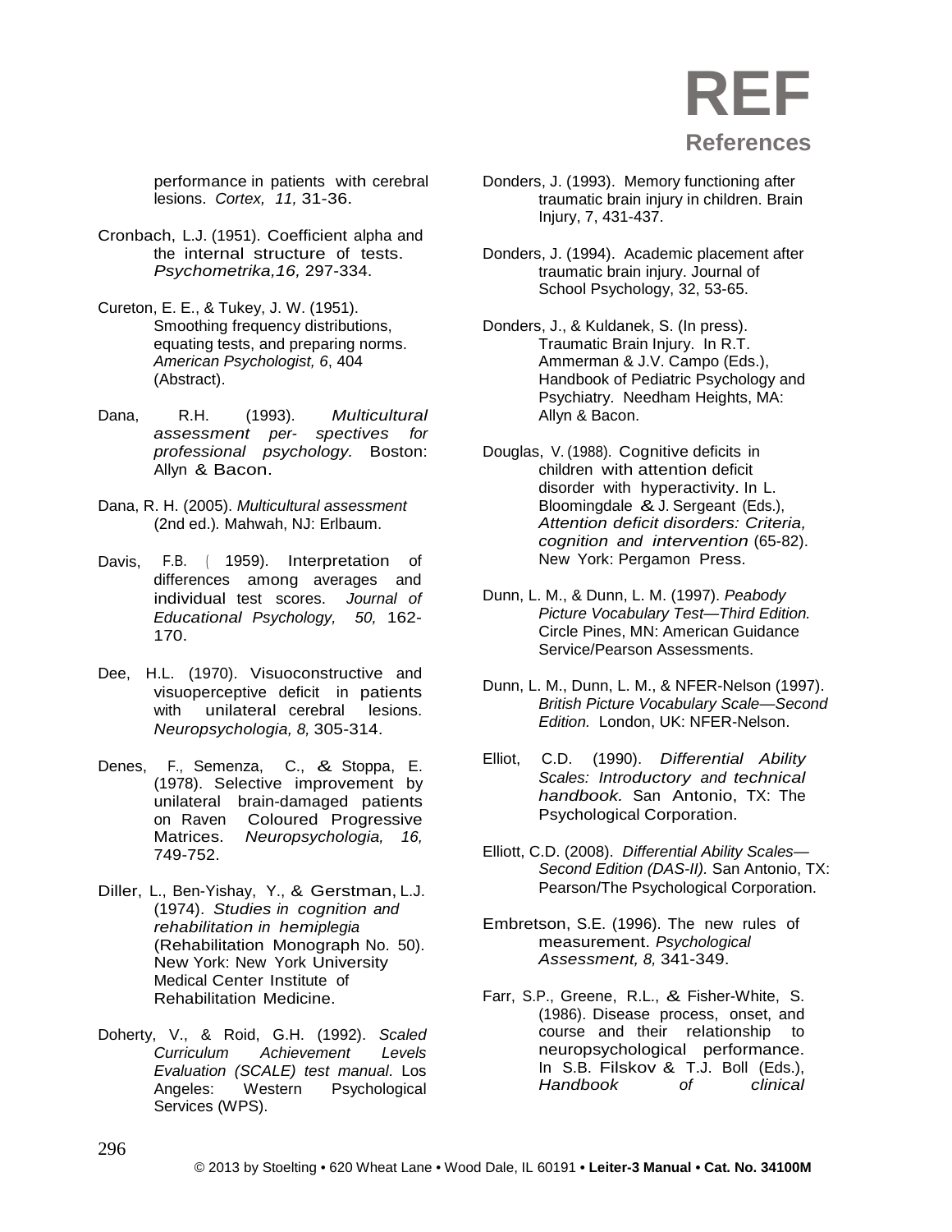performance in patients with cerebral lesions. *Cortex, 11,* 31-36.

Cronbach, L.J. (1951). Coefficient alpha and the internal structure of tests. *Psychometrika,16,* 297-334.

Cureton, E. E., & Tukey, J. W. (1951). Smoothing frequency distributions, equating tests, and preparing norms. *American Psychologist, 6*, 404 (Abstract).

Dana, R.H. (1993). *Multicultural assessment per- spectives for professional psychology.* Boston: Allyn & Bacon.

Dana, R. H. (2005). *Multicultural assessment* (2nd ed.). Mahwah, NJ: Erlbaum.

Davis, F.B. ( 1959). Interpretation of differences among averages and individual test scores. *Journal of Educational Psychology, 50,* 162-170.

Dee, H.L. (1970). Visuoconstructive and visuoperceptive deficit in patients with unilateral cerebral lesions. *Neuropsychologia, 8,* 305-314.

Denes, F., Semenza, C., & Stoppa, E. (1978). Selective improvement by unilateral brain-damaged patients on Raven Coloured Progressive Matrices. *Neuropsychologia, 16,* 749-752.

Diller, L., Ben-Yishay, Y., & Gerstman, L.J. (1974). *Studies in cognition and rehabilitation in hemiplegia* (Rehabilitation Monograph No. 50). New York: New York University Medical Center Institute of Rehabilitation Medicine.

Doherty, V., & Roid, G.H. (1992). *Scaled Curriculum Achievement Levels Evaluation (SCALE) test manual*. Los Angeles: Western Psychological Services (WPS).

Donders, J. (1993). Memory functioning after traumatic brain injury in children. Brain Injury, 7, 431-437.

Donders, J. (1994). Academic placement after traumatic brain injury. Journal of School Psychology, 32, 53-65.

Donders, J., & Kuldanek, S. (In press). Traumatic Brain Injury. In R.T. Ammerman & J.V. Campo (Eds.), Handbook of Pediatric Psychology and Psychiatry. Needham Heights, MA: Allyn & Bacon.

Douglas, V. (1988). Cognitive deficits in children with attention deficit disorder with hyperactivity. In L. Bloomingdale & J. Sergeant (Eds.), *Attention deficit disorders: Criteria, cognition and intervention* (65-82). New York: Pergamon Press.

Dunn, L. M., & Dunn, L. M. (1997). *Peabody Picture Vocabulary Test—Third Edition.* Circle Pines, MN: American Guidance Service/Pearson Assessments.

Dunn, L. M., Dunn, L. M., & NFER-Nelson (1997). *British Picture Vocabulary Scale—Second Edition.* London, UK: NFER-Nelson.

Elliot, C.D. (1990). *Differential Ability Scales: Introductory and technical handbook.* San Antonio, TX: The Psychological Corporation.

Elliott, C.D. (2008). *Differential Ability Scales—Second Edition (DAS-II).* San Antonio, TX: Pearson/The Psychological Corporation.

Embretson, S.E. (1996). The new rules of measurement. *Psychological Assessment, 8,* 341-349.

Farr, S.P., Greene, R.L., & Fisher-White, S. (1986). Disease process, onset, and course and their relationship to neuropsychological performance. In S.B. Filskov & T.J. Boll (Eds.), *Handbook of clinical*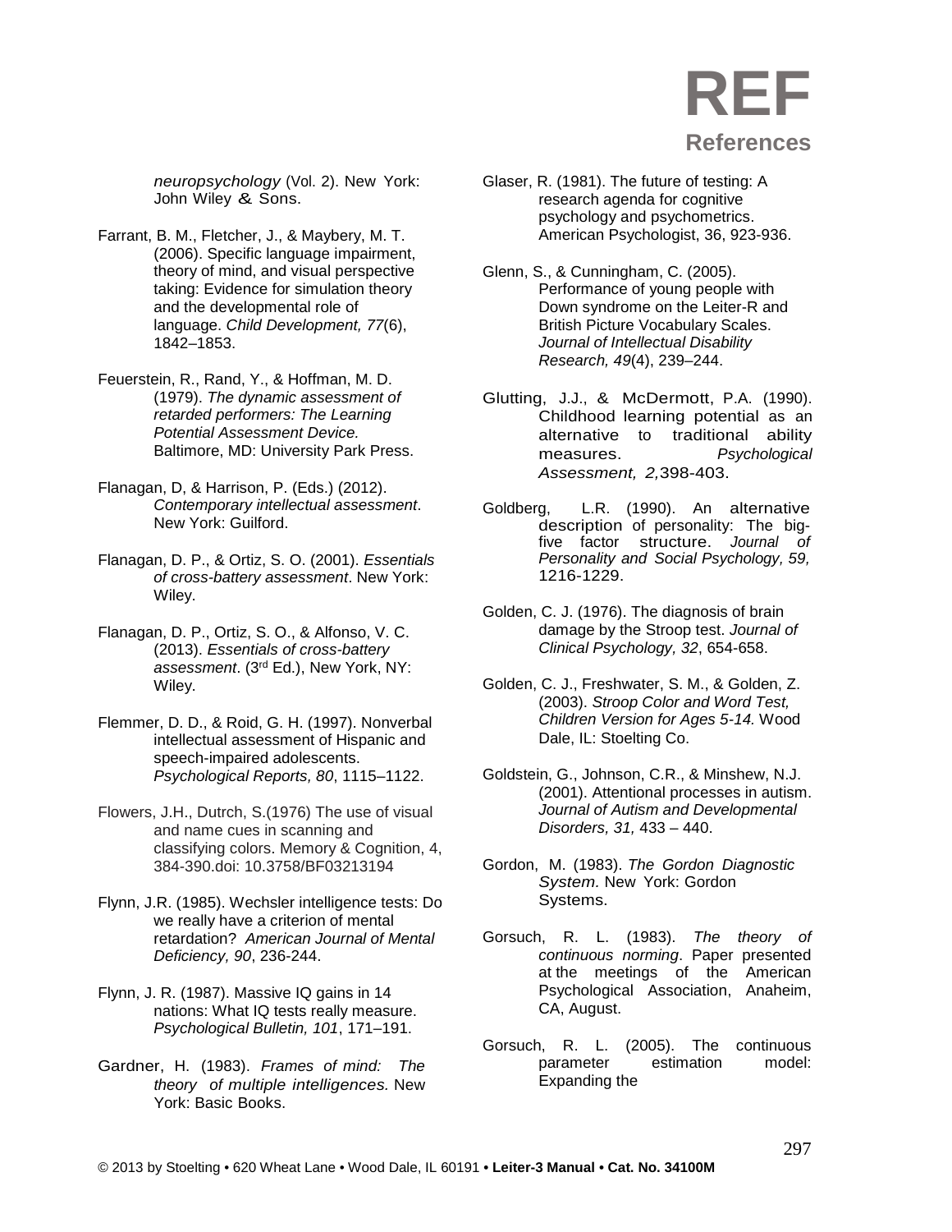*neuropsychology* (Vol. 2). New York: John Wiley & Sons.

Farrant, B. M., Fletcher, J., & Maybery, M. T. (2006). Specific language impairment, theory of mind, and visual perspective taking: Evidence for simulation theory and the developmental role of language. *Child Development, 77*(6), 1842–1853.

Feuerstein, R., Rand, Y., & Hoffman, M. D. (1979). *The dynamic assessment of retarded performers: The Learning Potential Assessment Device.* Baltimore, MD: University Park Press.

Flanagan, D, & Harrison, P. (Eds.) (2012). *Contemporary intellectual assessment*. New York: Guilford.

Flanagan, D. P., & Ortiz, S. O. (2001). *Essentials of cross-battery assessment*. New York: Wiley.

Flanagan, D. P., Ortiz, S. O., & Alfonso, V. C. (2013). *Essentials of cross-battery assessment*. (3rd Ed.), New York, NY: Wiley.

Flemmer, D. D., & Roid, G. H. (1997). Nonverbal intellectual assessment of Hispanic and speech-impaired adolescents. *Psychological Reports, 80*, 1115–1122.

Flowers, J.H., Dutrch, S.(1976) The use of visual and name cues in scanning and classifying colors. Memory & Cognition, 4, 384-390.doi: 10.3758/BF03213194

Flynn, J.R. (1985). Wechsler intelligence tests: Do we really have a criterion of mental retardation? *American Journal of Mental Deficiency, 90*, 236-244.

Flynn, J. R. (1987). Massive IQ gains in 14 nations: What IQ tests really measure. *Psychological Bulletin, 101*, 171–191.

Gardner, H. (1983). *Frames of mind: The theory of multiple intelligences.* New York: Basic Books.

Glaser, R. (1981). The future of testing: A research agenda for cognitive psychology and psychometrics. American Psychologist, 36, 923-936.

Glenn, S., & Cunningham, C. (2005). Performance of young people with Down syndrome on the Leiter-R and British Picture Vocabulary Scales. *Journal of Intellectual Disability Research, 49*(4), 239–244.

Glutting, J.J., & McDermott, P.A. (1990). Childhood learning potential as an alternative to traditional ability measures. *Psychological Assessment, 2,*398-403.

Goldberg, L.R. (1990). An alternative description of personality: The big-five factor structure. *Journal of Personality and Social Psychology, 59,* 1216-1229.

Golden, C. J. (1976). The diagnosis of brain damage by the Stroop test. *Journal of Clinical Psychology, 32*, 654-658.

Golden, C. J., Freshwater, S. M., & Golden, Z. (2003). *Stroop Color and Word Test, Children Version for Ages 5-14.* Wood Dale, IL: Stoelting Co.

Goldstein, G., Johnson, C.R., & Minshew, N.J. (2001). Attentional processes in autism. *Journal of Autism and Developmental Disorders, 31,* 433 – 440.

Gordon, M. (1983). *The Gordon Diagnostic System*. New York: Gordon Systems.

Gorsuch, R. L. (1983). *The theory of continuous norming*. Paper presented at the meetings of the American Psychological Association, Anaheim, CA, August.

Gorsuch, R. L. (2005). The continuous parameter estimation model: Expanding the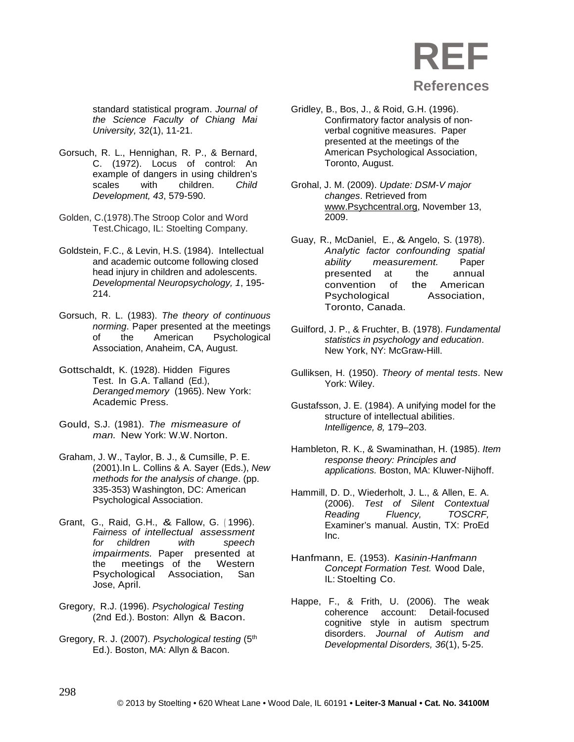standard statistical program. *Journal of the Science Faculty of Chiang Mai University,* 32(1), 11-21.

Gorsuch, R. L., Hennighan, R. P., & Bernard, C. (1972). Locus of control: An example of dangers in using children's scales with children. *Child Development, 43*, 579-590.

Golden, C.(1978).The Stroop Color and Word Test.Chicago, IL: Stoelting Company.

Goldstein, F.C., & Levin, H.S. (1984). Intellectual and academic outcome following closed head injury in children and adolescents. *Developmental Neuropsychology, 1*, 195-214.

Gorsuch, R. L. (1983). *The theory of continuous norming*. Paper presented at the meetings of the American Psychological Association, Anaheim, CA, August.

Gottschaldt, K. (1928). Hidden Figures Test. In G.A. Talland (Ed.), *Deranged memory* (1965). New York: Academic Press.

Gould, S.J. (1981). *The mismeasure of man.* New York: W.W. Norton.

Graham, J. W., Taylor, B. J., & Cumsille, P. E. (2001).In L. Collins & A. Sayer (Eds.), *New methods for the analysis of change*. (pp. 335-353) Washington, DC: American Psychological Association.

Grant, G., Raid, G.H., & Fallow, G. (1996). *Fairness of intellectual assessment for children with speech impairments*. Paper presented at the meetings of the Western Psychological Association, San Jose, April.

Gregory, R.J. (1996). *Psychological Testing* (2nd Ed.). Boston: Allyn & Bacon.

Gregory, R. J. (2007). *Psychological testing* (5th Ed.). Boston, MA: Allyn & Bacon.

Gridley, B., Bos, J., & Roid, G.H. (1996). Confirmatory factor analysis of non-verbal cognitive measures. Paper presented at the meetings of the American Psychological Association, Toronto, August.

Grohal, J. M. (2009). *Update: DSM-V major changes*. Retrieved from www.Psychcentral.org, November 13, 2009.

Guay, R., McDaniel, E., & Angelo, S. (1978). *Analytic factor confounding spatial ability measurement.* Paper presented at the annual convention of the American Psychological Association, Toronto, Canada.

Guilford, J. P., & Fruchter, B. (1978). *Fundamental statistics in psychology and education*. New York, NY: McGraw-Hill.

Gulliksen, H. (1950). *Theory of mental tests*. New York: Wiley.

Gustafsson, J. E. (1984). A unifying model for the structure of intellectual abilities. *Intelligence, 8,* 179–203.

Hambleton, R. K., & Swaminathan, H. (1985). *Item response theory: Principles and applications.* Boston, MA: Kluwer-Nijhoff.

Hammill, D. D., Wiederholt, J. L., & Allen, E. A. (2006). *Test of Silent Contextual Reading Fluency, TOSCRF,* Examiner's manual. Austin, TX: ProEd Inc.

Hanfmann, E. (1953). *Kasinin-Hanfmann Concept Formation Test.* Wood Dale, IL: Stoelting Co.

Happe, F., & Frith, U. (2006). The weak coherence account: Detail-focused cognitive style in autism spectrum disorders. *Journal of Autism and Developmental Disorders, 36*(1), 5-25.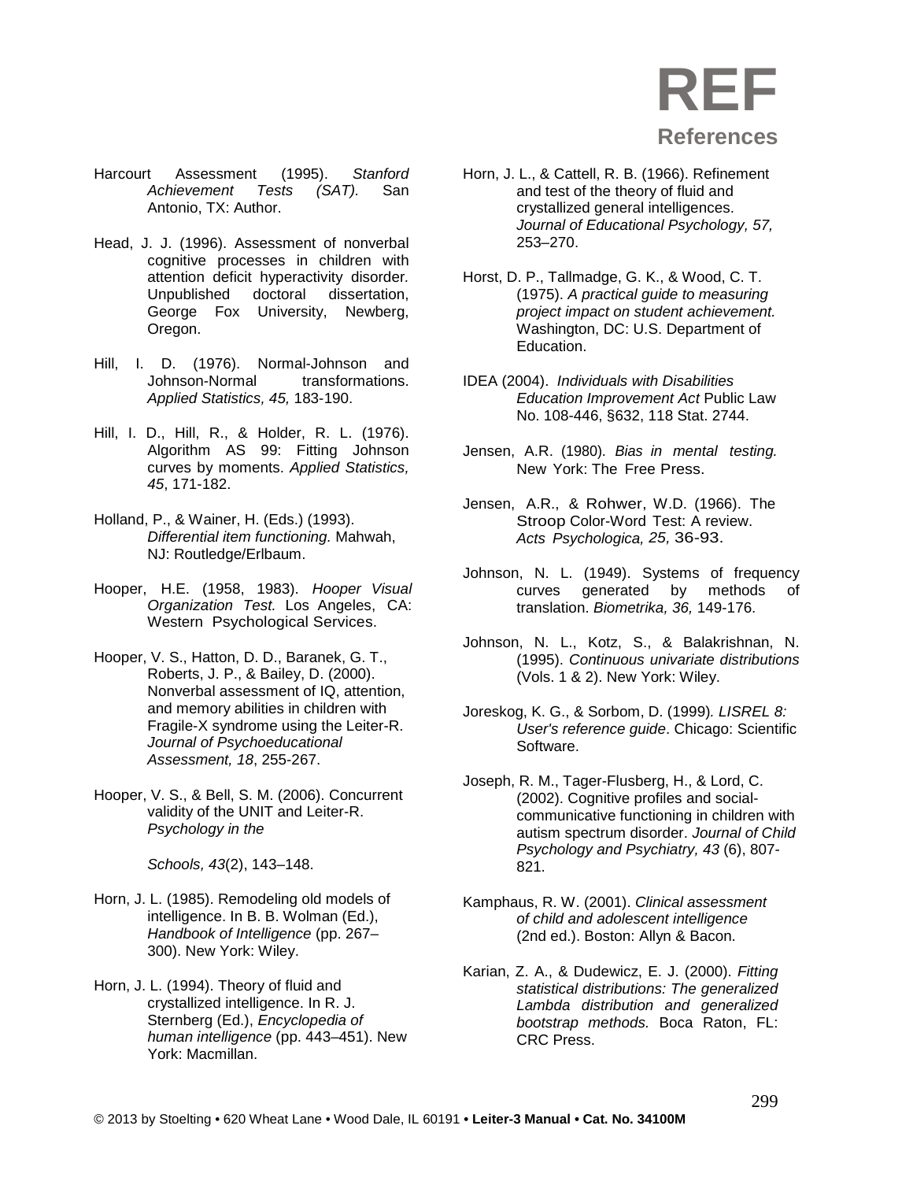# REF

## References

Harcourt Assessment (1995). *Stanford Achievement Tests (SAT).* San Antonio, TX: Author.

Head, J. J. (1996). Assessment of nonverbal cognitive processes in children with attention deficit hyperactivity disorder. Unpublished doctoral dissertation, George Fox University, Newberg, Oregon.

Hill, I. D. (1976). Normal-Johnson and Johnson-Normal transformations. *Applied Statistics, 45,* 183-190.

Hill, I. D., Hill, R., & Holder, R. L. (1976). Algorithm AS 99: Fitting Johnson curves by moments. *Applied Statistics, 45*, 171-182.

Holland, P., & Wainer, H. (Eds.) (1993). *Differential item functioning.* Mahwah, NJ: Routledge/Erlbaum.

Hooper, H.E. (1958, 1983). *Hooper Visual Organization Test.* Los Angeles, CA: Western Psychological Services.

Hooper, V. S., Hatton, D. D., Baranek, G. T., Roberts, J. P., & Bailey, D. (2000). Nonverbal assessment of IQ, attention, and memory abilities in children with Fragile-X syndrome using the Leiter-R. *Journal of Psychoeducational Assessment, 18*, 255-267.

Hooper, V. S., & Bell, S. M. (2006). Concurrent validity of the UNIT and Leiter-R. *Psychology in the Schools, 43*(2), 143–148.

Horn, J. L. (1985). Remodeling old models of intelligence. In B. B. Wolman (Ed.), *Handbook of Intelligence* (pp. 267–300). New York: Wiley.

Horn, J. L. (1994). Theory of fluid and crystallized intelligence. In R. J. Sternberg (Ed.), *Encyclopedia of human intelligence* (pp. 443–451). New York: Macmillan.

Horn, J. L., & Cattell, R. B. (1966). Refinement and test of the theory of fluid and crystallized general intelligences. *Journal of Educational Psychology, 57,* 253–270.

Horst, D. P., Tallmadge, G. K., & Wood, C. T. (1975). *A practical guide to measuring project impact on student achievement.* Washington, DC: U.S. Department of Education.

IDEA (2004). *Individuals with Disabilities Education Improvement Act* Public Law No. 108-446, §632, 118 Stat. 2744.

Jensen, A.R. (1980). *Bias in mental testing.* New York: The Free Press.

Jensen, A.R., & Rohwer, W.D. (1966). The Stroop Color-Word Test: A review. *Acts Psychologica, 25,* 36-93.

Johnson, N. L. (1949). Systems of frequency curves generated by methods of translation. *Biometrika, 36,* 149-176.

Johnson, N. L., Kotz, S., & Balakrishnan, N. (1995). *Continuous univariate distributions* (Vols. 1 & 2). New York: Wiley.

Joreskog, K. G., & Sorbom, D. (1999). *LISREL 8: User's reference guide*. Chicago: Scientific Software.

Joseph, R. M., Tager-Flusberg, H., & Lord, C. (2002). Cognitive profiles and social-communicative functioning in children with autism spectrum disorder. *Journal of Child Psychology and Psychiatry, 43* (6), 807-821.

Kamphaus, R. W. (2001). *Clinical assessment of child and adolescent intelligence* (2nd ed.). Boston: Allyn & Bacon.

Karian, Z. A., & Dudewicz, E. J. (2000). *Fitting statistical distributions: The generalized Lambda distribution and generalized bootstrap methods.* Boca Raton, FL: CRC Press.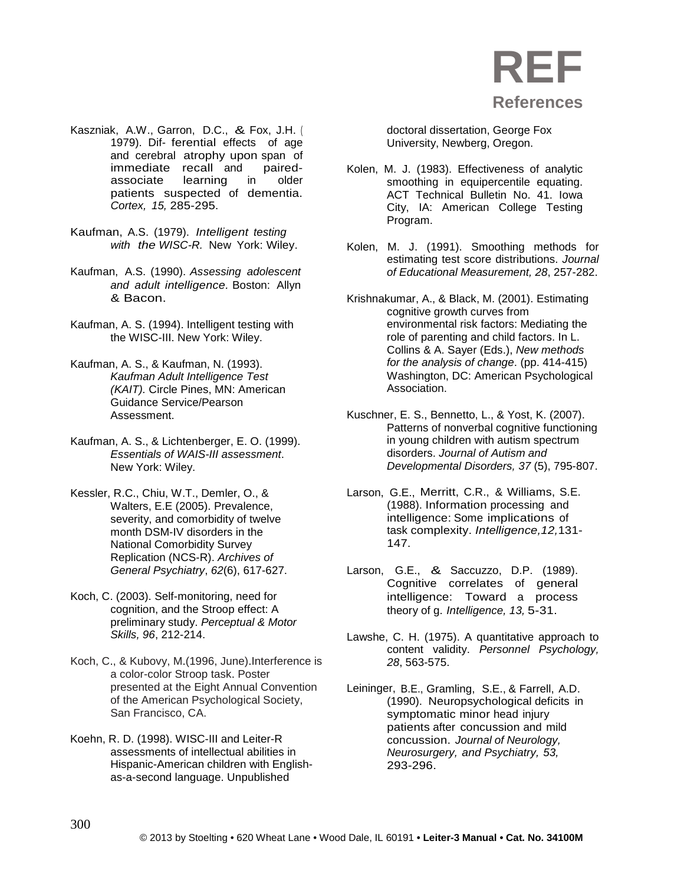# REF

## References

Kaszniak, A.W., Garron, D.C., & Fox, J.H. (1979). Dif- ferential effects of age and cerebral atrophy upon span of immediate recall and paired-associate learning in older patients suspected of dementia. *Cortex, 15,* 285-295.

Kaufman, A.S. (1979). *Intelligent testing with the WISC-R.* New York: Wiley.

Kaufman, A.S. (1990). *Assessing adolescent and adult intelligence.* Boston: Allyn & Bacon.

Kaufman, A. S. (1994). Intelligent testing with the WISC-III. New York: Wiley.

Kaufman, A. S., & Kaufman, N. (1993). *Kaufman Adult Intelligence Test (KAIT).* Circle Pines, MN: American Guidance Service/Pearson Assessment.

Kaufman, A. S., & Lichtenberger, E. O. (1999). *Essentials of WAIS-III assessment*. New York: Wiley.

Kessler, R.C., Chiu, W.T., Demler, O., & Walters, E.E (2005). Prevalence, severity, and comorbidity of twelve month DSM-IV disorders in the National Comorbidity Survey Replication (NCS-R). *Archives of General Psychiatry*, *62*(6), 617-627.

Koch, C. (2003). Self-monitoring, need for cognition, and the Stroop effect: A preliminary study. *Perceptual & Motor Skills, 96*, 212-214.

Koch, C., & Kubovy, M.(1996, June).Interference is a color-color Stroop task. Poster presented at the Eight Annual Convention of the American Psychological Society, San Francisco, CA.

Koehn, R. D. (1998). WISC-III and Leiter-R assessments of intellectual abilities in Hispanic-American children with English-as-a-second language. Unpublished doctoral dissertation, George Fox University, Newberg, Oregon.

Kolen, M. J. (1983). Effectiveness of analytic smoothing in equipercentile equating. ACT Technical Bulletin No. 41. Iowa City, IA: American College Testing Program.

Kolen, M. J. (1991). Smoothing methods for estimating test score distributions. *Journal of Educational Measurement, 28*, 257-282.

Krishnakumar, A., & Black, M. (2001). Estimating cognitive growth curves from environmental risk factors: Mediating the role of parenting and child factors. In L. Collins & A. Sayer (Eds.), *New methods for the analysis of change*. (pp. 414-415) Washington, DC: American Psychological Association.

Kuschner, E. S., Bennetto, L., & Yost, K. (2007). Patterns of nonverbal cognitive functioning in young children with autism spectrum disorders. *Journal of Autism and Developmental Disorders, 37* (5), 795-807.

Larson, G.E., Merritt, C.R., & Williams, S.E. (1988). Information processing and intelligence: Some implications of task complexity. *Intelligence,12,*131-147.

Larson, G.E., & Saccuzzo, D.P. (1989). Cognitive correlates of general intelligence: Toward a process theory of g. *Intelligence, 13,* 5-31.

Lawshe, C. H. (1975). A quantitative approach to content validity. *Personnel Psychology, 28*, 563-575.

Leininger, B.E., Gramling, S.E., & Farrell, A.D. (1990). Neuropsychological deficits in symptomatic minor head injury patients after concussion and mild concussion. *Journal of Neurology, Neurosurgery, and Psychiatry, 53,* 293-296.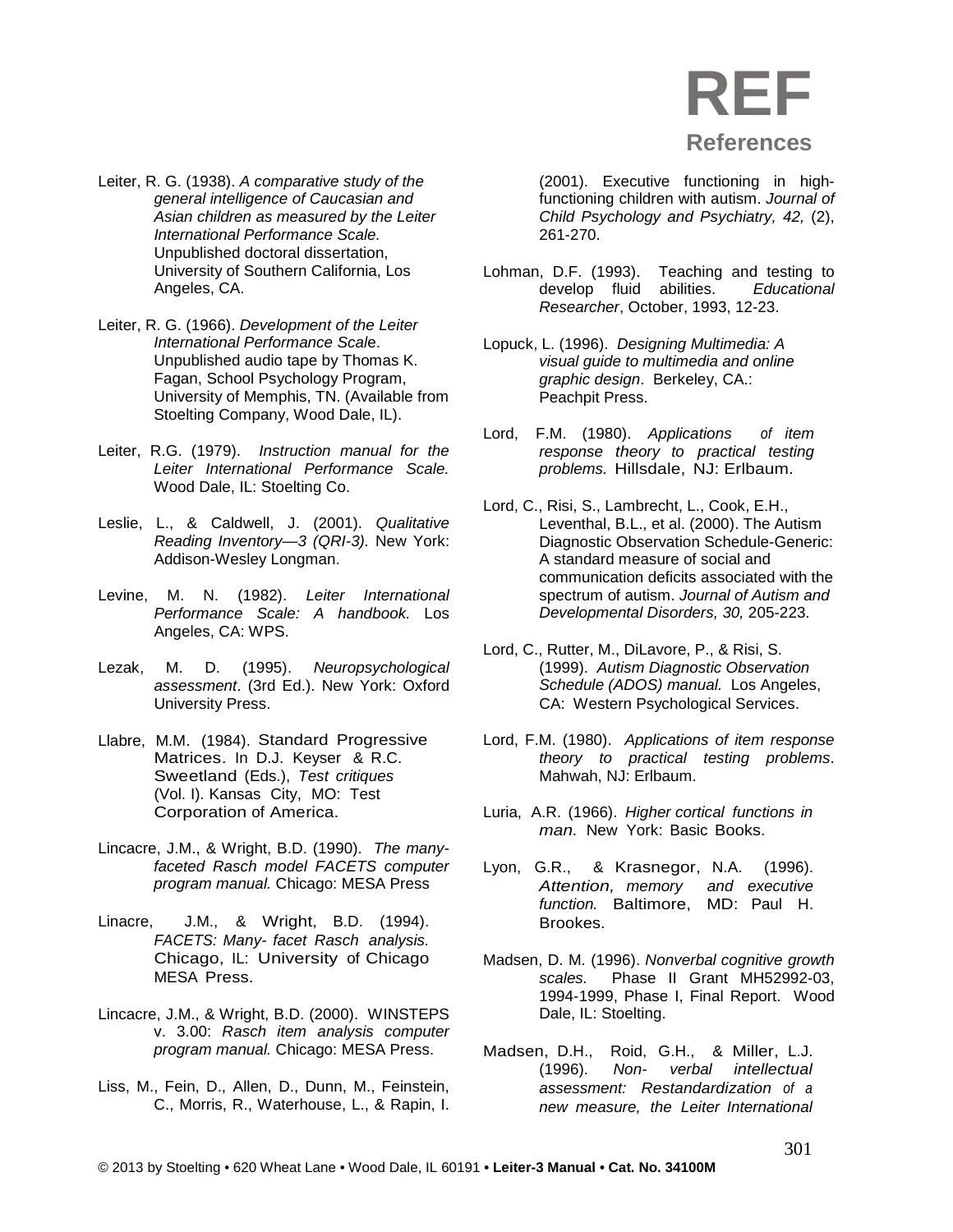# REF

## References

Leiter, R. G. (1938). *A comparative study of the general intelligence of Caucasian and Asian children as measured by the Leiter International Performance Scale.* Unpublished doctoral dissertation, University of Southern California, Los Angeles, CA.

Leiter, R. G. (1966). *Development of the Leiter International Performance Scale*. Unpublished audio tape by Thomas K. Fagan, School Psychology Program, University of Memphis, TN. (Available from Stoelting Company, Wood Dale, IL).

Leiter, R.G. (1979). *Instruction manual for the Leiter International Performance Scale.* Wood Dale, IL: Stoelting Co.

Leslie, L., & Caldwell, J. (2001). *Qualitative Reading Inventory—3 (QRI-3).* New York: Addison-Wesley Longman.

Levine, M. N. (1982). *Leiter International Performance Scale: A handbook.* Los Angeles, CA: WPS.

Lezak, M. D. (1995). *Neuropsychological assessment*. (3rd Ed.). New York: Oxford University Press.

Llabre, M.M. (1984). Standard Progressive Matrices. In D.J. Keyser & R.C. Sweetland (Eds.), *Test critiques* (Vol. I). Kansas City, MO: Test Corporation of America.

Lincacre, J.M., & Wright, B.D. (1990). *The many-faceted Rasch model FACETS computer program manual.* Chicago: MESA Press

Linacre, J.M., & Wright, B.D. (1994). *FACETS: Many- facet Rasch analysis.* Chicago, IL: University of Chicago MESA Press.

Lincacre, J.M., & Wright, B.D. (2000). WINSTEPS v. 3.00: *Rasch item analysis computer program manual.* Chicago: MESA Press.

Liss, M., Fein, D., Allen, D., Dunn, M., Feinstein, C., Morris, R., Waterhouse, L., & Rapin, I. (2001). Executive functioning in high-functioning children with autism. *Journal of Child Psychology and Psychiatry, 42,* (2), 261-270.

Lohman, D.F. (1993). Teaching and testing to develop fluid abilities. *Educational Researcher*, October, 1993, 12-23.

Lopuck, L. (1996). *Designing Multimedia: A visual guide to multimedia and online graphic design*. Berkeley, CA.: Peachpit Press.

Lord, F.M. (1980). *Applications of item response theory to practical testing problems.* Hillsdale, NJ: Erlbaum.

Lord, C., Risi, S., Lambrecht, L., Cook, E.H., Leventhal, B.L., et al. (2000). The Autism Diagnostic Observation Schedule-Generic: A standard measure of social and communication deficits associated with the spectrum of autism. *Journal of Autism and Developmental Disorders, 30,* 205-223.

Lord, C., Rutter, M., DiLavore, P., & Risi, S. (1999). *Autism Diagnostic Observation Schedule (ADOS) manual.* Los Angeles, CA: Western Psychological Services.

Lord, F.M. (1980). *Applications of item response theory to practical testing problems*. Mahwah, NJ: Erlbaum.

Luria, A.R. (1966). *Higher cortical functions in man.* New York: Basic Books.

Lyon, G.R., & Krasnegor, N.A. (1996). *Attention, memory and executive function.* Baltimore, MD: Paul H. Brookes.

Madsen, D. M. (1996). *Nonverbal cognitive growth scales.* Phase II Grant MH52992-03, 1994-1999, Phase I, Final Report. Wood Dale, IL: Stoelting.

Madsen, D.H., Roid, G.H., & Miller, L.J. (1996). *Non- verbal intellectual assessment: Restandardization of a new measure, the Leiter International*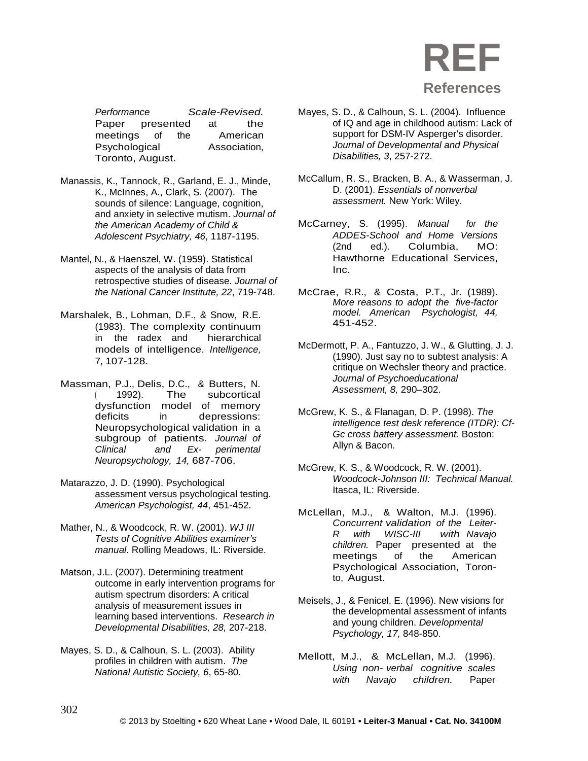# REF

## References

*Performance Scale-Revised.* Paper presented at the meetings of the American Psychological Association, Toronto, August.

Manassis, K., Tannock, R., Garland, E. J., Minde, K., McInnes, A., Clark, S. (2007). The sounds of silence: Language, cognition, and anxiety in selective mutism. *Journal of the American Academy of Child & Adolescent Psychiatry, 46*, 1187-1195.

Mantel, N., & Haenszel, W. (1959). Statistical aspects of the analysis of data from retrospective studies of disease. *Journal of the National Cancer Institute, 22*, 719-748.

Marshalek, B., Lohman, D.F., & Snow, R.E. (1983). The complexity continuum in the radex and hierarchical models of intelligence. *Intelligence,* 7, 107-128.

Massman, P.J., Delis, D.C., & Butters, N. (1992). The subcortical dysfunction model of memory deficits in depressions: Neuropsychological validation in a subgroup of patients. *Journal of Clinical and Ex- perimental Neuropsychology, 14,* 687-706.

Matarazzo, J. D. (1990). Psychological assessment versus psychological testing. *American Psychologist, 44*, 451-452.

Mather, N., & Woodcock, R. W. (2001). *WJ III Tests of Cognitive Abilities examiner's manual*. Rolling Meadows, IL: Riverside.

Matson, J.L. (2007). Determining treatment outcome in early intervention programs for autism spectrum disorders: A critical analysis of measurement issues in learning based interventions. *Research in Developmental Disabilities, 28,* 207-218.

Mayes, S. D., & Calhoun, S. L. (2003). Ability profiles in children with autism. *The National Autistic Society, 6*, 65-80.

Mayes, S. D., & Calhoun, S. L. (2004). Influence of IQ and age in childhood autism: Lack of support for DSM-IV Asperger's disorder. *Journal of Developmental and Physical Disabilities, 3*, 257-272.

McCallum, R. S., Bracken, B. A., & Wasserman, J. D. (2001). *Essentials of nonverbal assessment.* New York: Wiley.

McCarney, S. (1995). *Manual for the ADDES-School and Home Versions* (2nd ed.). Columbia, MO: Hawthorne Educational Services, Inc.

McCrae, R.R., & Costa, P.T., Jr. (1989). *More reasons to adopt the five-factor model. American Psychologist, 44,* 451-452.

McDermott, P. A., Fantuzzo, J. W., & Glutting, J. J. (1990). Just say no to subtest analysis: A critique on Wechsler theory and practice. *Journal of Psychoeducational Assessment, 8,* 290–302.

McGrew, K. S., & Flanagan, D. P. (1998). *The intelligence test desk reference (ITDR): Cf-Gc cross battery assessment.* Boston: Allyn & Bacon.

McGrew, K. S., & Woodcock, R. W. (2001). *Woodcock-Johnson III: Technical Manual.* Itasca, IL: Riverside.

McLellan, M.J., & Walton, M.J. (1996). *Concurrent validation of the Leiter-R with WISC-III with Navajo children.* Paper presented at the meetings of the American Psychological Association, Toron-to, August.

Meisels, J., & Fenicel, E. (1996). New visions for the developmental assessment of infants and young children. *Developmental Psychology, 17,* 848-850.

Mellott, M.J., & McLellan, M.J. (1996). *Using non- verbal cognitive scales with Navajo children.* Paper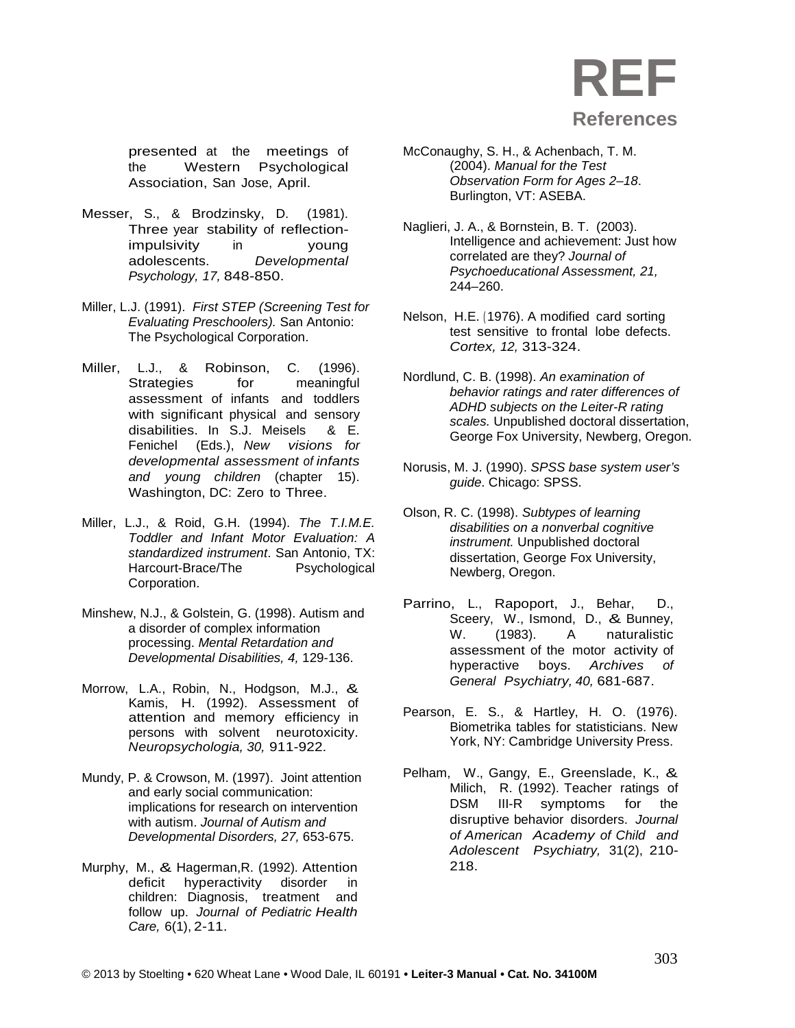# REF

## References

presented at the meetings of the Western Psychological Association, San Jose, April.

Messer, S., & Brodzinsky, D. (1981). Three year stability of reflection-impulsivity in young adolescents. *Developmental Psychology, 17,* 848-850.

Miller, L.J. (1991). *First STEP (Screening Test for Evaluating Preschoolers).* San Antonio: The Psychological Corporation.

Miller, L.J., & Robinson, C. (1996). Strategies for meaningful assessment of infants and toddlers with significant physical and sensory disabilities. In S.J. Meisels & E. Fenichel (Eds.), *New visions for developmental assessment of infants and young children* (chapter 15). Washington, DC: Zero to Three.

Miller, L.J., & Roid, G.H. (1994). *The T.I.M.E. Toddler and Infant Motor Evaluation: A standardized instrument*. San Antonio, TX: Harcourt-Brace/The Psychological Corporation.

Minshew, N.J., & Golstein, G. (1998). Autism and a disorder of complex information processing. *Mental Retardation and Developmental Disabilities, 4,* 129-136.

Morrow, L.A., Robin, N., Hodgson, M.J., & Kamis, H. (1992). Assessment of attention and memory efficiency in persons with solvent neurotoxicity. *Neuropsychologia, 30,* 911-922.

Mundy, P. & Crowson, M. (1997). Joint attention and early social communication: implications for research on intervention with autism. *Journal of Autism and Developmental Disorders, 27,* 653-675.

Murphy, M., & Hagerman,R. (1992). Attention deficit hyperactivity disorder in children: Diagnosis, treatment and follow up. *Journal of Pediatric Health Care,* 6(1), 2-11.

McConaughy, S. H., & Achenbach, T. M. (2004). *Manual for the Test Observation Form for Ages 2–18*. Burlington, VT: ASEBA.

Naglieri, J. A., & Bornstein, B. T. (2003). Intelligence and achievement: Just how correlated are they? *Journal of Psychoeducational Assessment, 21,* 244–260.

Nelson, H.E. (1976). A modified card sorting test sensitive to frontal lobe defects. *Cortex, 12,* 313-324.

Nordlund, C. B. (1998). *An examination of behavior ratings and rater differences of ADHD subjects on the Leiter-R rating scales.* Unpublished doctoral dissertation, George Fox University, Newberg, Oregon.

Norusis, M. J. (1990). *SPSS base system user's guide*. Chicago: SPSS.

Olson, R. C. (1998). *Subtypes of learning disabilities on a nonverbal cognitive instrument.* Unpublished doctoral dissertation, George Fox University, Newberg, Oregon.

Parrino, L., Rapoport, J., Behar, D., Sceery, W., Ismond, D., & Bunney, W. (1983). A naturalistic assessment of the motor activity of hyperactive boys. *Archives of General Psychiatry, 40,* 681-687.

Pearson, E. S., & Hartley, H. O. (1976). Biometrika tables for statisticians. New York, NY: Cambridge University Press.

Pelham, W., Gangy, E., Greenslade, K., & Milich, R. (1992). Teacher ratings of DSM III-R symptoms for the disruptive behavior disorders. *Journal of American Academy of Child and Adolescent Psychiatry,* 31(2), 210-218.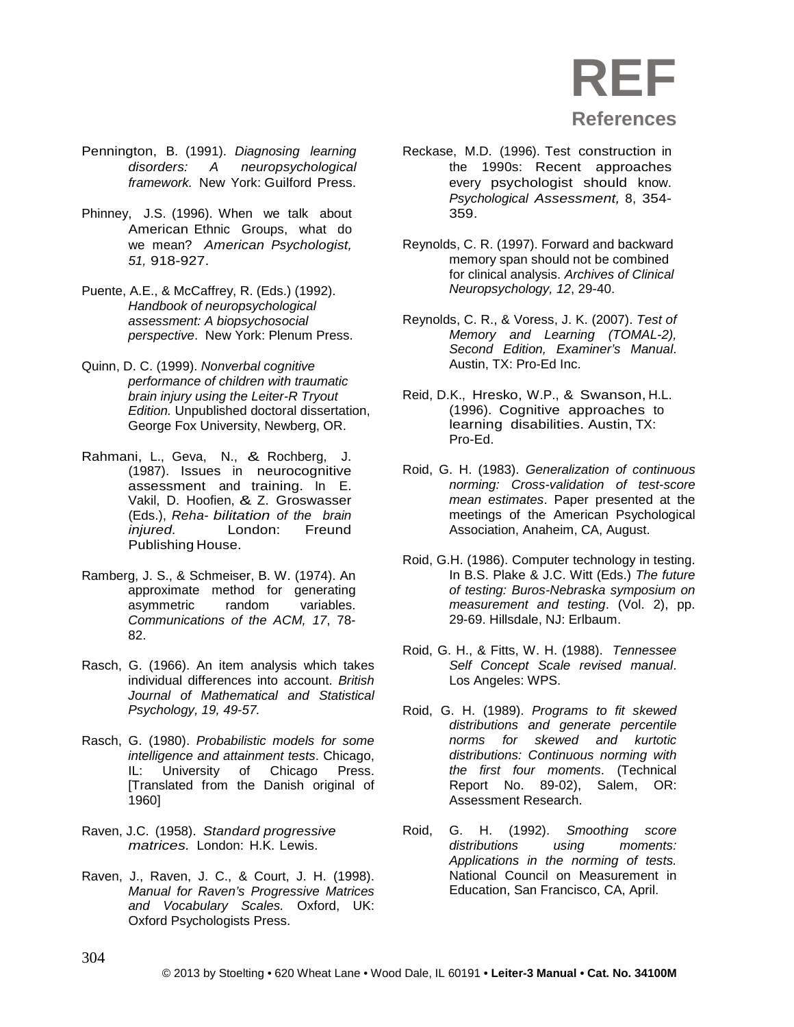# REF

## References

Pennington, B. (1991). *Diagnosing learning disorders: A neuropsychological framework.* New York: Guilford Press.

Phinney, J.S. (1996). When we talk about American Ethnic Groups, what do we mean? *American Psychologist, 51,* 918-927.

Puente, A.E., & McCaffrey, R. (Eds.) (1992). *Handbook of neuropsychological assessment: A biopsychosocial perspective*. New York: Plenum Press.

Quinn, D. C. (1999). *Nonverbal cognitive performance of children with traumatic brain injury using the Leiter-R Tryout Edition.* Unpublished doctoral dissertation, George Fox University, Newberg, OR.

Rahmani, L., Geva, N., & Rochberg, J. (1987). Issues in neurocognitive assessment and training. In E. Vakil, D. Hoofien, & Z. Groswasser (Eds.), *Reha- bilitation of the brain injured.* London: Freund Publishing House.

Ramberg, J. S., & Schmeiser, B. W. (1974). An approximate method for generating asymmetric random variables. *Communications of the ACM, 17*, 78-82.

Rasch, G. (1966). An item analysis which takes individual differences into account. *British Journal of Mathematical and Statistical Psychology, 19, 49-57.*

Rasch, G. (1980). *Probabilistic models for some intelligence and attainment tests*. Chicago, IL: University of Chicago Press. [Translated from the Danish original of 1960]

Raven, J.C. (1958). *Standard progressive matrices.* London: H.K. Lewis.

Raven, J., Raven, J. C., & Court, J. H. (1998). *Manual for Raven's Progressive Matrices and Vocabulary Scales.* Oxford, UK: Oxford Psychologists Press.

Reckase, M.D. (1996). Test construction in the 1990s: Recent approaches every psychologist should know. *Psychological Assessment,* 8, 354-359.

Reynolds, C. R. (1997). Forward and backward memory span should not be combined for clinical analysis. *Archives of Clinical Neuropsychology, 12*, 29-40.

Reynolds, C. R., & Voress, J. K. (2007). *Test of Memory and Learning (TOMAL-2), Second Edition, Examiner's Manual*. Austin, TX: Pro-Ed Inc.

Reid, D.K., Hresko, W.P., & Swanson, H.L. (1996). Cognitive approaches to learning disabilities. Austin, TX: Pro-Ed.

Roid, G. H. (1983). *Generalization of continuous norming: Cross-validation of test-score mean estimates*. Paper presented at the meetings of the American Psychological Association, Anaheim, CA, August.

Roid, G.H. (1986). Computer technology in testing. In B.S. Plake & J.C. Witt (Eds.) *The future of testing: Buros-Nebraska symposium on measurement and testing*. (Vol. 2), pp. 29-69. Hillsdale, NJ: Erlbaum.

Roid, G. H., & Fitts, W. H. (1988). *Tennessee Self Concept Scale revised manual*. Los Angeles: WPS.

Roid, G. H. (1989). *Programs to fit skewed distributions and generate percentile norms for skewed and kurtotic distributions: Continuous norming with the first four moments*. (Technical Report No. 89-02), Salem, OR: Assessment Research.

Roid, G. H. (1992). *Smoothing score distributions using moments: Applications in the norming of tests.* National Council on Measurement in Education, San Francisco, CA, April.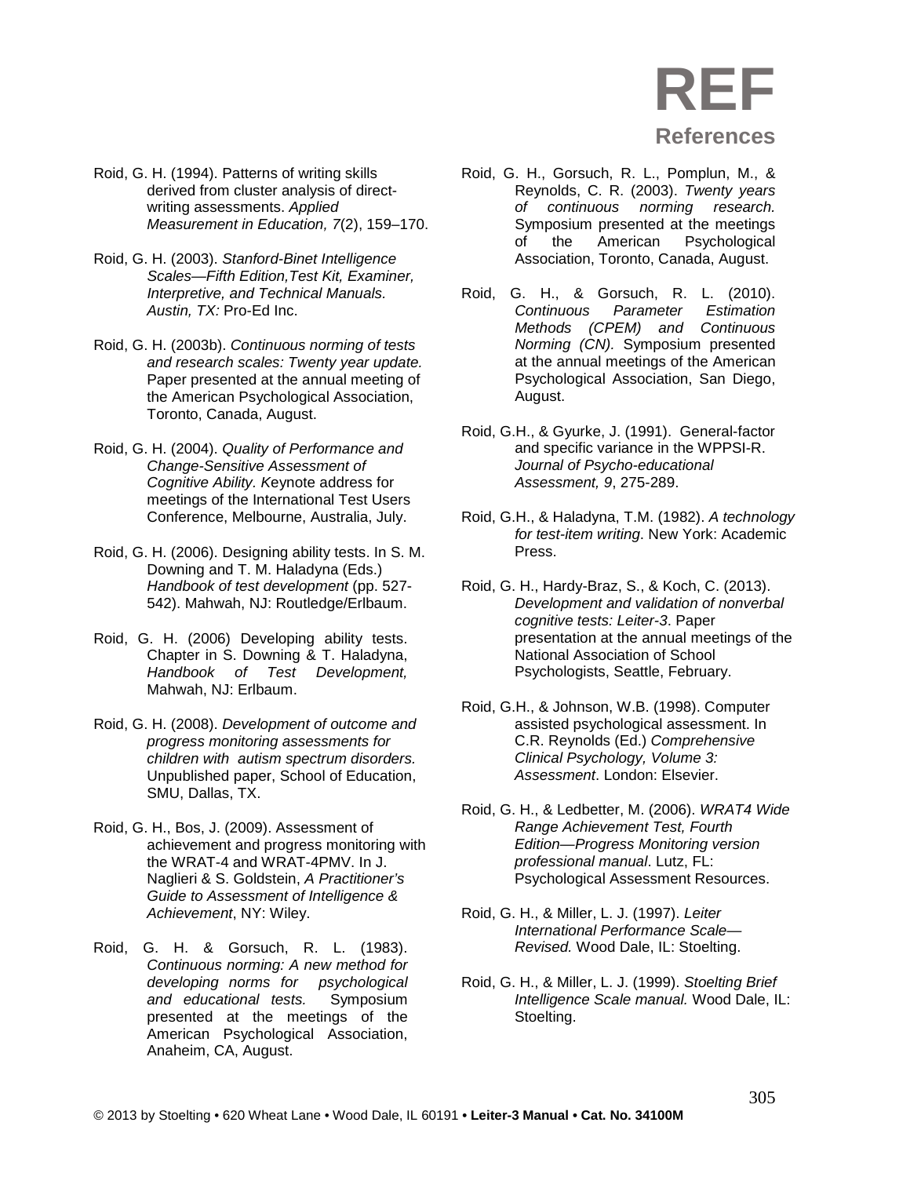# REF

## References

Roid, G. H. (1994). Patterns of writing skills derived from cluster analysis of direct-writing assessments. *Applied Measurement in Education, 7*(2), 159–170.

Roid, G. H. (2003). *Stanford-Binet Intelligence Scales—Fifth Edition,Test Kit, Examiner, Interpretive, and Technical Manuals. Austin, TX:* Pro-Ed Inc.

Roid, G. H. (2003b). *Continuous norming of tests and research scales: Twenty year update.* Paper presented at the annual meeting of the American Psychological Association, Toronto, Canada, August.

Roid, G. H. (2004). *Quality of Performance and Change-Sensitive Assessment of Cognitive Ability. K*eynote address for meetings of the International Test Users Conference, Melbourne, Australia, July.

Roid, G. H. (2006). Designing ability tests. In S. M. Downing and T. M. Haladyna (Eds.) *Handbook of test development* (pp. 527-542). Mahwah, NJ: Routledge/Erlbaum.

Roid, G. H. (2006) Developing ability tests. Chapter in S. Downing & T. Haladyna, *Handbook of Test Development,* Mahwah, NJ: Erlbaum.

Roid, G. H. (2008). *Development of outcome and progress monitoring assessments for children with autism spectrum disorders.* Unpublished paper, School of Education, SMU, Dallas, TX.

Roid, G. H., Bos, J. (2009). Assessment of achievement and progress monitoring with the WRAT-4 and WRAT-4PMV. In J. Naglieri & S. Goldstein, *A Practitioner's Guide to Assessment of Intelligence & Achievement*, NY: Wiley.

Roid, G. H. & Gorsuch, R. L. (1983). *Continuous norming: A new method for developing norms for psychological and educational tests.* Symposium presented at the meetings of the American Psychological Association, Anaheim, CA, August.

Roid, G. H., Gorsuch, R. L., Pomplun, M., & Reynolds, C. R. (2003). *Twenty years of continuous norming research.* Symposium presented at the meetings of the American Psychological Association, Toronto, Canada, August.

Roid, G. H., & Gorsuch, R. L. (2010). *Continuous Parameter Estimation Methods (CPEM) and Continuous Norming (CN).* Symposium presented at the annual meetings of the American Psychological Association, San Diego, August.

Roid, G.H., & Gyurke, J. (1991). General-factor and specific variance in the WPPSI-R. *Journal of Psycho-educational Assessment, 9*, 275-289.

Roid, G.H., & Haladyna, T.M. (1982). *A technology for test-item writing*. New York: Academic Press.

Roid, G. H., Hardy-Braz, S., & Koch, C. (2013). *Development and validation of nonverbal cognitive tests: Leiter-3*. Paper presentation at the annual meetings of the National Association of School Psychologists, Seattle, February.

Roid, G.H., & Johnson, W.B. (1998). Computer assisted psychological assessment. In C.R. Reynolds (Ed.) *Comprehensive Clinical Psychology, Volume 3: Assessment*. London: Elsevier.

Roid, G. H., & Ledbetter, M. (2006). *WRAT4 Wide Range Achievement Test, Fourth Edition—Progress Monitoring version professional manual*. Lutz, FL: Psychological Assessment Resources.

Roid, G. H., & Miller, L. J. (1997). *Leiter International Performance Scale—Revised.* Wood Dale, IL: Stoelting.

Roid, G. H., & Miller, L. J. (1999). *Stoelting Brief Intelligence Scale manual.* Wood Dale, IL: Stoelting.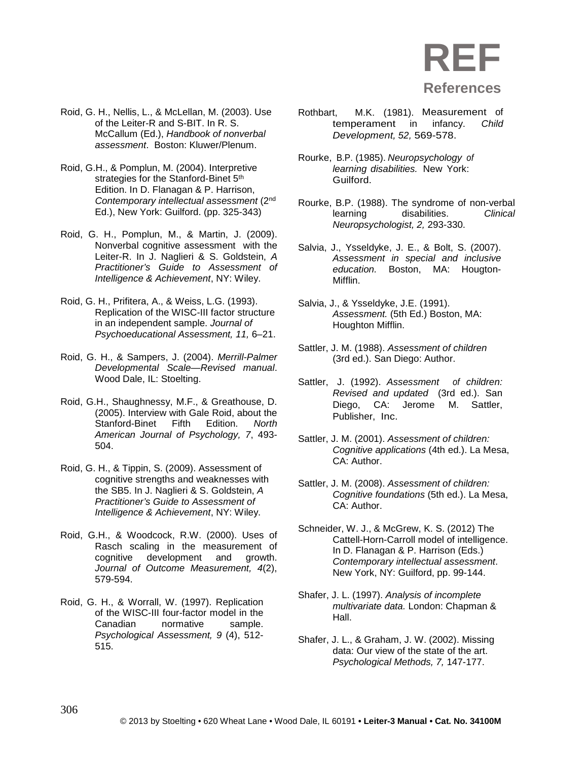# REF

## References

Roid, G. H., Nellis, L., & McLellan, M. (2003). Use of the Leiter-R and S-BIT. In R. S. McCallum (Ed.), *Handbook of nonverbal assessment*. Boston: Kluwer/Plenum.

Roid, G.H., & Pomplun, M. (2004). Interpretive strategies for the Stanford-Binet 5th Edition. In D. Flanagan & P. Harrison, *Contemporary intellectual assessment* (2nd Ed.), New York: Guilford. (pp. 325-343)

Roid, G. H., Pomplun, M., & Martin, J. (2009). Nonverbal cognitive assessment with the Leiter-R. In J. Naglieri & S. Goldstein, *A Practitioner's Guide to Assessment of Intelligence & Achievement*, NY: Wiley.

Roid, G. H., Prifitera, A., & Weiss, L.G. (1993). Replication of the WISC-III factor structure in an independent sample. *Journal of Psychoeducational Assessment, 11,* 6–21.

Roid, G. H., & Sampers, J. (2004). *Merrill-Palmer Developmental Scale—Revised manual*. Wood Dale, IL: Stoelting.

Roid, G.H., Shaughnessy, M.F., & Greathouse, D. (2005). Interview with Gale Roid, about the Stanford-Binet Fifth Edition. *North American Journal of Psychology, 7*, 493-504.

Roid, G. H., & Tippin, S. (2009). Assessment of cognitive strengths and weaknesses with the SB5. In J. Naglieri & S. Goldstein, *A Practitioner's Guide to Assessment of Intelligence & Achievement*, NY: Wiley.

Roid, G.H., & Woodcock, R.W. (2000). Uses of Rasch scaling in the measurement of cognitive development and growth. *Journal of Outcome Measurement, 4*(2), 579-594.

Roid, G. H., & Worrall, W. (1997). Replication of the WISC-III four-factor model in the Canadian normative sample. *Psychological Assessment, 9* (4), 512-515.

Rothbart, M.K. (1981). Measurement of temperament in infancy. *Child Development, 52,* 569-578.

Rourke, B.P. (1985). *Neuropsychology of learning disabilities.* New York: Guilford.

Rourke, B.P. (1988). The syndrome of non-verbal learning disabilities. *Clinical Neuropsychologist, 2,* 293-330.

Salvia, J., Ysseldyke, J. E., & Bolt, S. (2007). *Assessment in special and inclusive education.* Boston, MA: Hougton-Mifflin.

Salvia, J., & Ysseldyke, J.E. (1991). *Assessment.* (5th Ed.) Boston, MA: Houghton Mifflin.

Sattler, J. M. (1988). *Assessment of children* (3rd ed.). San Diego: Author.

Sattler, J. (1992). *Assessment of children: Revised and updated* (3rd ed.). San Diego, CA: Jerome M. Sattler, Publisher, Inc.

Sattler, J. M. (2001). *Assessment of children: Cognitive applications* (4th ed.). La Mesa, CA: Author.

Sattler, J. M. (2008). *Assessment of children: Cognitive foundations* (5th ed.). La Mesa, CA: Author.

Schneider, W. J., & McGrew, K. S. (2012) The Cattell-Horn-Carroll model of intelligence. In D. Flanagan & P. Harrison (Eds.) *Contemporary intellectual assessment*. New York, NY: Guilford, pp. 99-144.

Shafer, J. L. (1997). *Analysis of incomplete multivariate data.* London: Chapman & Hall.

Shafer, J. L., & Graham, J. W. (2002). Missing data: Our view of the state of the art. *Psychological Methods, 7,* 147-177.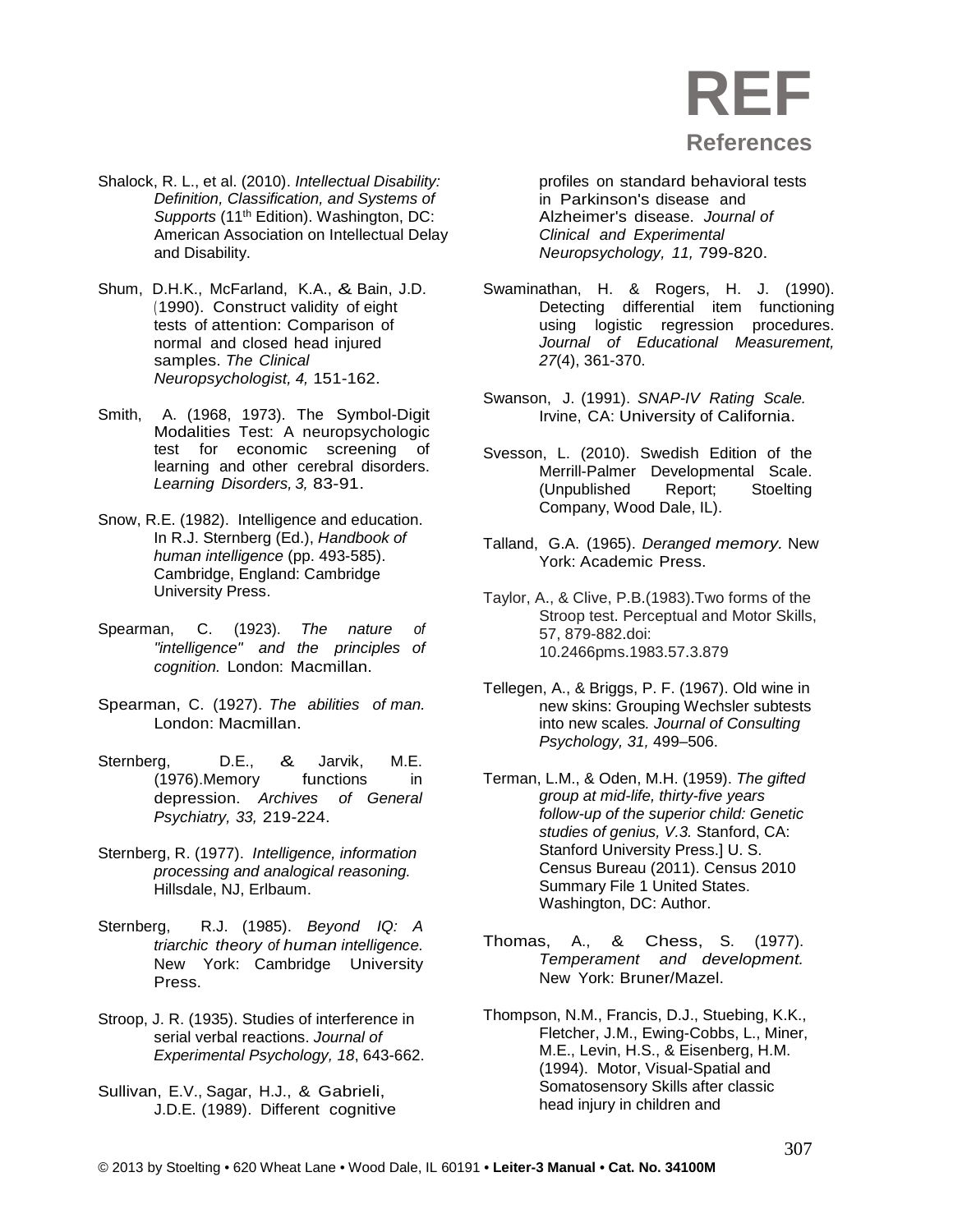# REF

## References

Shalock, R. L., et al. (2010). *Intellectual Disability: Definition, Classification, and Systems of Supports* (11th Edition). Washington, DC: American Association on Intellectual Delay and Disability.

Shum, D.H.K., McFarland, K.A., & Bain, J.D. (1990). Construct validity of eight tests of attention: Comparison of normal and closed head injured samples. *The Clinical Neuropsychologist, 4,* 151-162.

Smith, A. (1968, 1973). The Symbol-Digit Modalities Test: A neuropsychologic test for economic screening of learning and other cerebral disorders. *Learning Disorders, 3,* 83-91.

Snow, R.E. (1982). Intelligence and education. In R.J. Sternberg (Ed.), *Handbook of human intelligence* (pp. 493-585). Cambridge, England: Cambridge University Press.

Spearman, C. (1923). *The nature of "intelligence" and the principles of cognition.* London: Macmillan.

Spearman, C. (1927). *The abilities of man.* London: Macmillan.

Sternberg, D.E., & Jarvik, M.E. (1976).Memory functions in depression. *Archives of General Psychiatry, 33,* 219-224.

Sternberg, R. (1977). *Intelligence, information processing and analogical reasoning.* Hillsdale, NJ, Erlbaum.

Sternberg, R.J. (1985). *Beyond IQ: A triarchic theory of human intelligence.* New York: Cambridge University Press.

Stroop, J. R. (1935). Studies of interference in serial verbal reactions. *Journal of Experimental Psychology, 18*, 643-662.

Sullivan, E.V., Sagar, H.J., & Gabrieli, J.D.E. (1989). Different cognitive profiles on standard behavioral tests in Parkinson's disease and Alzheimer's disease. *Journal of Clinical and Experimental Neuropsychology, 11,* 799-820.

Swaminathan, H. & Rogers, H. J. (1990). Detecting differential item functioning using logistic regression procedures. *Journal of Educational Measurement, 27*(4), 361-370.

Swanson, J. (1991). *SNAP-IV Rating Scale.* Irvine, CA: University of California.

Svesson, L. (2010). Swedish Edition of the Merrill-Palmer Developmental Scale. (Unpublished Report; Stoelting Company, Wood Dale, IL).

Talland, G.A. (1965). *Deranged memory.* New York: Academic Press.

Taylor, A., & Clive, P.B.(1983).Two forms of the Stroop test. Perceptual and Motor Skills, 57, 879-882.doi: 10.2466pms.1983.57.3.879

Tellegen, A., & Briggs, P. F. (1967). Old wine in new skins: Grouping Wechsler subtests into new scales. *Journal of Consulting Psychology, 31,* 499–506.

Terman, L.M., & Oden, M.H. (1959). *The gifted group at mid-life, thirty-five years follow-up of the superior child: Genetic studies of genius, V.3.* Stanford, CA: Stanford University Press.] U. S. Census Bureau (2011). Census 2010 Summary File 1 United States. Washington, DC: Author.

Thomas, A., & Chess, S. (1977). *Temperament and development.* New York: Bruner/Mazel.

Thompson, N.M., Francis, D.J., Stuebing, K.K., Fletcher, J.M., Ewing-Cobbs, L., Miner, M.E., Levin, H.S., & Eisenberg, H.M. (1994). Motor, Visual-Spatial and Somatosensory Skills after classic head injury in children and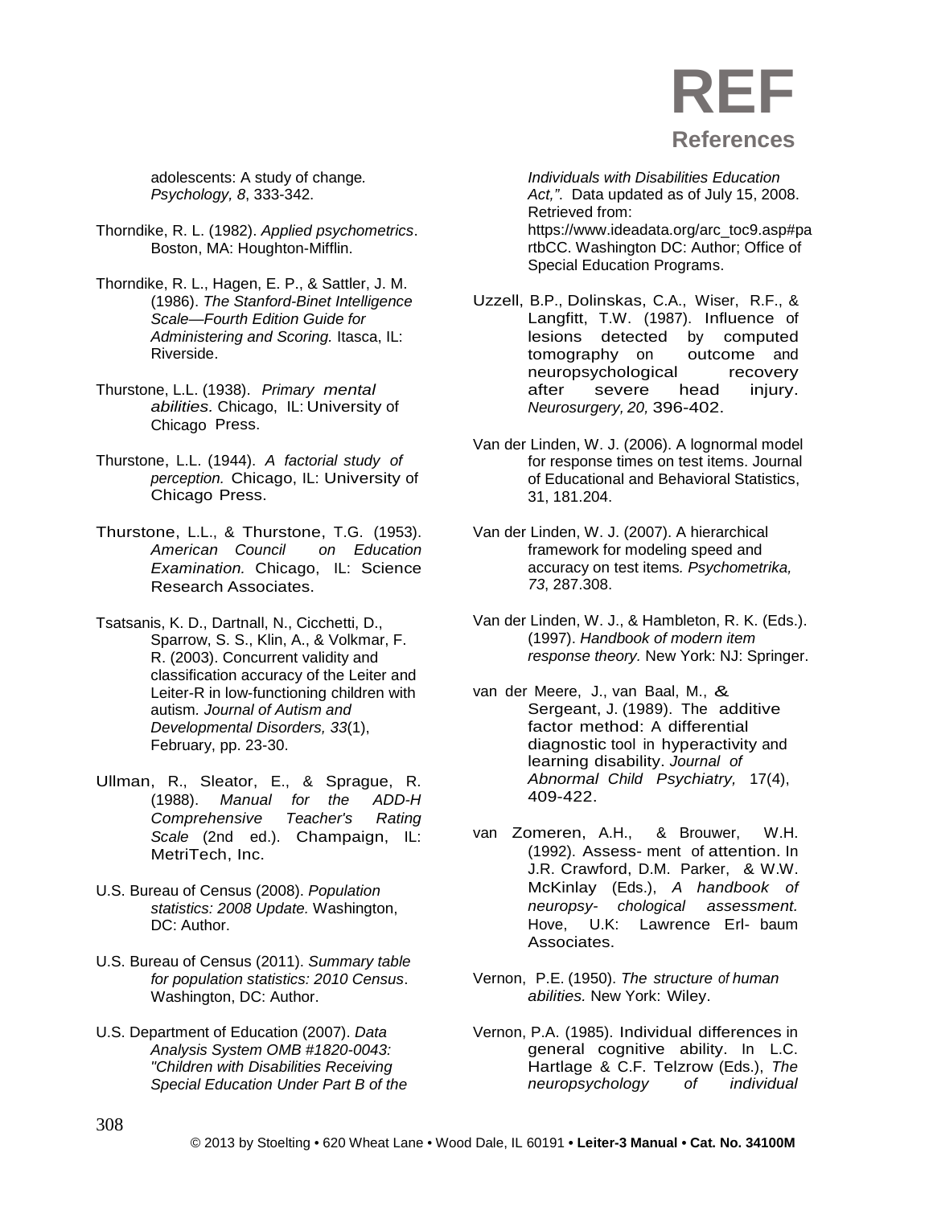adolescents: A study of change. *Psychology, 8*, 333-342.

Thorndike, R. L. (1982). *Applied psychometrics*. Boston, MA: Houghton-Mifflin.

Thorndike, R. L., Hagen, E. P., & Sattler, J. M. (1986). *The Stanford-Binet Intelligence Scale—Fourth Edition Guide for Administering and Scoring.* Itasca, IL: Riverside.

Thurstone, L.L. (1938). *Primary mental abilities.* Chicago, IL: University of Chicago Press.

Thurstone, L.L. (1944). *A factorial study of perception.* Chicago, IL: University of Chicago Press.

Thurstone, L.L., & Thurstone, T.G. (1953). *American Council on Education Examination.* Chicago, IL: Science Research Associates.

Tsatsanis, K. D., Dartnall, N., Cicchetti, D., Sparrow, S. S., Klin, A., & Volkmar, F. R. (2003). Concurrent validity and classification accuracy of the Leiter and Leiter-R in low-functioning children with autism. *Journal of Autism and Developmental Disorders, 33*(1), February, pp. 23-30.

Ullman, R., Sleator, E., & Sprague, R. (1988). *Manual for the ADD-H Comprehensive Teacher's Rating Scale* (2nd ed.). Champaign, IL: MetriTech, Inc.

U.S. Bureau of Census (2008). *Population statistics: 2008 Update.* Washington, DC: Author.

U.S. Bureau of Census (2011). *Summary table for population statistics: 2010 Census*. Washington, DC: Author.

U.S. Department of Education (2007). *Data Analysis System OMB #1820-0043: "Children with Disabilities Receiving Special Education Under Part B of the Individuals with Disabilities Education Act,".* Data updated as of July 15, 2008. Retrieved from: https://www.ideadata.org/arc_toc9.asp#partCC. Washington DC: Author; Office of Special Education Programs.

Uzzell, B.P., Dolinskas, C.A., Wiser, R.F., & Langfitt, T.W. (1987). Influence of lesions detected by computed tomography on outcome and neuropsychological recovery after severe head injury. *Neurosurgery, 20,* 396-402.

Van der Linden, W. J. (2006). A lognormal model for response times on test items. Journal of Educational and Behavioral Statistics, 31, 181.204.

Van der Linden, W. J. (2007). A hierarchical framework for modeling speed and accuracy on test items. *Psychometrika, 73*, 287.308.

Van der Linden, W. J., & Hambleton, R. K. (Eds.). (1997). *Handbook of modern item response theory.* New York: NJ: Springer.

van der Meere, J., van Baal, M., & Sergeant, J. (1989). The additive factor method: A differential diagnostic tool in hyperactivity and learning disability. *Journal of Abnormal Child Psychiatry,* 17(4), 409-422.

van Zomeren, A.H., & Brouwer, W.H. (1992). Assess- ment of attention. In J.R. Crawford, D.M. Parker, & W.W. McKinlay (Eds.), *A handbook of neuropsy- chological assessment.* Hove, U.K: Lawrence Erl- baum Associates.

Vernon, P.E. (1950). *The structure of human abilities.* New York: Wiley.

Vernon, P.A. (1985). Individual differences in general cognitive ability. In L.C. Hartlage & C.F. Telzrow (Eds.), *The neuropsychology of individual*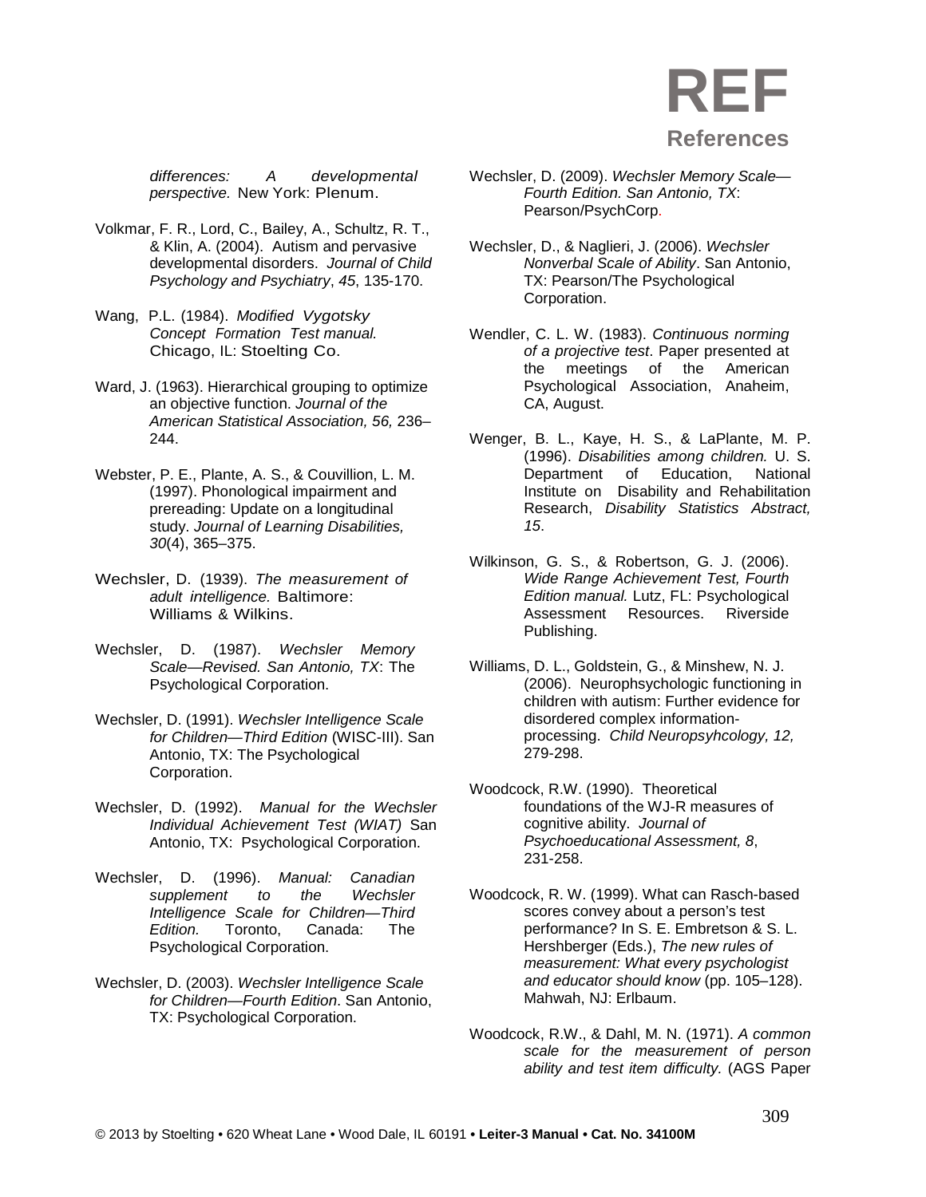differences: A developmental perspective. New York: Plenum.

Volkmar, F. R., Lord, C., Bailey, A., Schultz, R. T., & Klin, A. (2004). Autism and pervasive developmental disorders. *Journal of Child Psychology and Psychiatry*, *45*, 135-170.

Wang, P.L. (1984). *Modified Vygotsky Concept Formation Test manual.* Chicago, IL: Stoelting Co.

Ward, J. (1963). Hierarchical grouping to optimize an objective function. *Journal of the American Statistical Association, 56,* 236–244.

Webster, P. E., Plante, A. S., & Couvillion, L. M. (1997). Phonological impairment and prereading: Update on a longitudinal study. *Journal of Learning Disabilities, 30*(4), 365–375.

Wechsler, D. (1939). *The measurement of adult intelligence.* Baltimore: Williams & Wilkins.

Wechsler, D. (1987). *Wechsler Memory Scale—Revised. San Antonio, TX*: The Psychological Corporation.

Wechsler, D. (1991). *Wechsler Intelligence Scale for Children—Third Edition* (WISC-III). San Antonio, TX: The Psychological Corporation.

Wechsler, D. (1992). *Manual for the Wechsler Individual Achievement Test (WIAT)* San Antonio, TX: Psychological Corporation.

Wechsler, D. (1996). *Manual: Canadian supplement to the Wechsler Intelligence Scale for Children—Third Edition.* Toronto, Canada: The Psychological Corporation.

Wechsler, D. (2003). *Wechsler Intelligence Scale for Children—Fourth Edition*. San Antonio, TX: Psychological Corporation.

Wechsler, D. (2009). *Wechsler Memory Scale—Fourth Edition. San Antonio, TX*: Pearson/PsychCorp.

Wechsler, D., & Naglieri, J. (2006). *Wechsler Nonverbal Scale of Ability*. San Antonio, TX: Pearson/The Psychological Corporation.

Wendler, C. L. W. (1983). *Continuous norming of a projective test*. Paper presented at the meetings of the American Psychological Association, Anaheim, CA, August.

Wenger, B. L., Kaye, H. S., & LaPlante, M. P. (1996). *Disabilities among children.* U. S. Department of Education, National Institute on Disability and Rehabilitation Research, *Disability Statistics Abstract, 15*.

Wilkinson, G. S., & Robertson, G. J. (2006). *Wide Range Achievement Test, Fourth Edition manual.* Lutz, FL: Psychological Assessment Resources. Riverside Publishing.

Williams, D. L., Goldstein, G., & Minshew, N. J. (2006). Neurophsychologic functioning in children with autism: Further evidence for disordered complex information-processing. *Child Neuropsyhcology, 12,* 279-298.

Woodcock, R.W. (1990). Theoretical foundations of the WJ-R measures of cognitive ability. *Journal of Psychoeducational Assessment, 8*, 231-258.

Woodcock, R. W. (1999). What can Rasch-based scores convey about a person's test performance? In S. E. Embretson & S. L. Hershberger (Eds.), *The new rules of measurement: What every psychologist and educator should know* (pp. 105–128). Mahwah, NJ: Erlbaum.

Woodcock, R.W., & Dahl, M. N. (1971). *A common scale for the measurement of person ability and test item difficulty.* (AGS Paper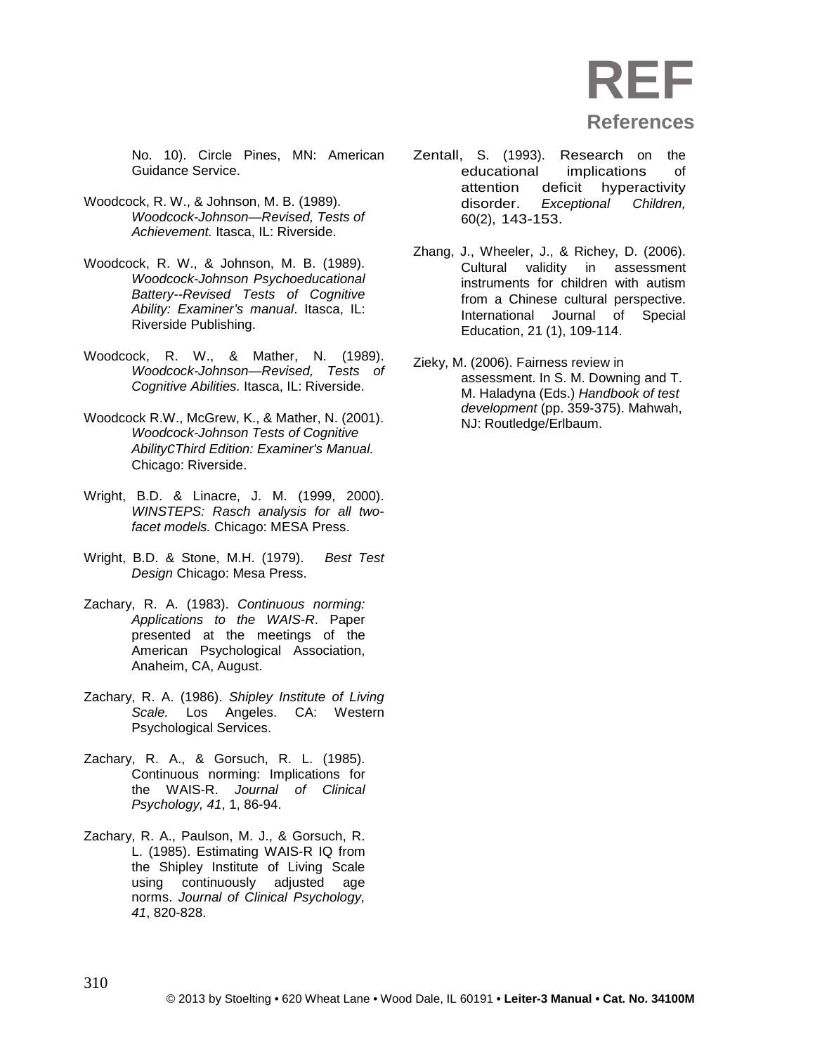# REF

## References

No. 10). Circle Pines, MN: American Guidance Service.

Woodcock, R. W., & Johnson, M. B. (1989). *Woodcock-Johnson—Revised, Tests of Achievement.* Itasca, IL: Riverside.

Woodcock, R. W., & Johnson, M. B. (1989). *Woodcock-Johnson Psychoeducational Battery--Revised Tests of Cognitive Ability: Examiner's manual*. Itasca, IL: Riverside Publishing.

Woodcock, R. W., & Mather, N. (1989). *Woodcock-Johnson—Revised, Tests of Cognitive Abilities.* Itasca, IL: Riverside.

Woodcock R.W., McGrew, K., & Mather, N. (2001). *Woodcock-Johnson Tests of Cognitive AbilitycThird Edition: Examiner's Manual.* Chicago: Riverside.

Wright, B.D. & Linacre, J. M. (1999, 2000). *WINSTEPS: Rasch analysis for all two-facet models.* Chicago: MESA Press.

Wright, B.D. & Stone, M.H. (1979). *Best Test Design* Chicago: Mesa Press.

Zachary, R. A. (1983). *Continuous norming: Applications to the WAIS-R*. Paper presented at the meetings of the American Psychological Association, Anaheim, CA, August.

Zachary, R. A. (1986). *Shipley Institute of Living Scale.* Los Angeles. CA: Western Psychological Services.

Zachary, R. A., & Gorsuch, R. L. (1985). Continuous norming: Implications for the WAIS-R. *Journal of Clinical Psychology, 41*, 1, 86-94.

Zachary, R. A., Paulson, M. J., & Gorsuch, R. L. (1985). Estimating WAIS-R IQ from the Shipley Institute of Living Scale using continuously adjusted age norms. *Journal of Clinical Psychology, 41*, 820-828.

Zentall, S. (1993). Research on the educational implications of attention deficit hyperactivity disorder. *Exceptional Children,* 60(2), 143-153.

Zhang, J., Wheeler, J., & Richey, D. (2006). Cultural validity in assessment instruments for children with autism from a Chinese cultural perspective. International Journal of Special Education, 21 (1), 109-114.

Zieky, M. (2006). Fairness review in assessment. In S. M. Downing and T. M. Haladyna (Eds.) *Handbook of test development* (pp. 359-375). Mahwah, NJ: Routledge/Erlbaum.